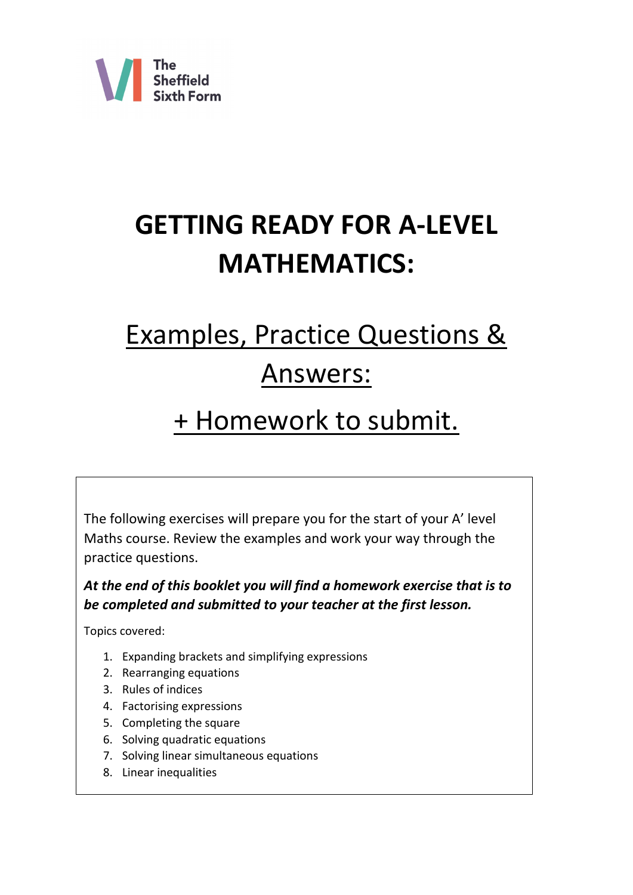The Sheffield Sixth Form

# GETTING READY FOR A-LEVEL MATHEMATICS:

## Examples, Practice Questions & Answers:

## + Homework to submit.

The following exercises will prepare you for the start of your A' level Maths course. Review the examples and work your way through the practice questions.

***At the end of this booklet you will find a homework exercise that is to be completed and submitted to your teacher at the first lesson.***

Topics covered:

1. Expanding brackets and simplifying expressions
2. Rearranging equations
3. Rules of indices
4. Factorising expressions
5. Completing the square
6. Solving quadratic equations
7. Solving linear simultaneous equations
8. Linear inequalities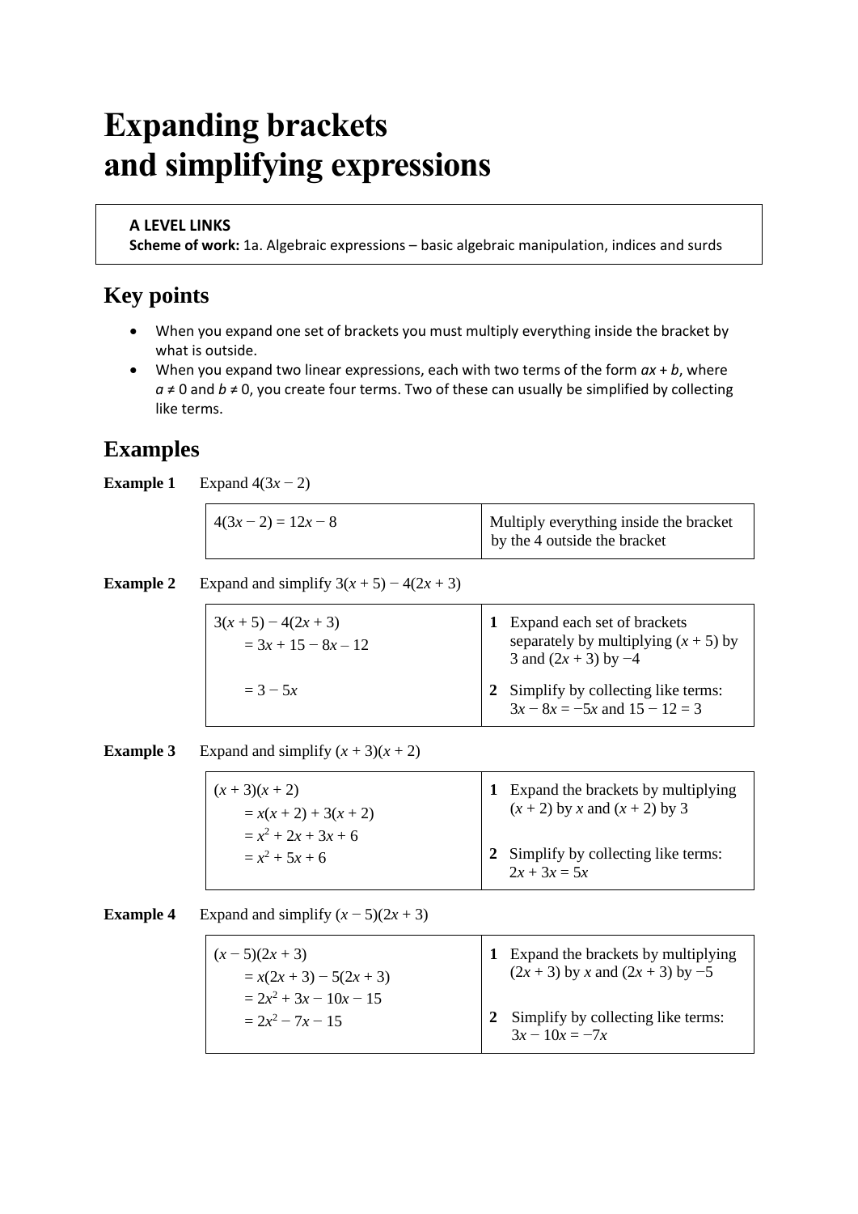# Expanding brackets and simplifying expressions

> **A LEVEL LINKS**
> **Scheme of work:** 1a. Algebraic expressions – basic algebraic manipulation, indices and surds

## Key points

- When you expand one set of brackets you must multiply everything inside the bracket by what is outside.
- When you expand two linear expressions, each with two terms of the form $ax + b$, where $a \neq 0$ and $b \neq 0$, you create four terms. Two of these can usually be simplified by collecting like terms.

## Examples

**Example 1** Expand $4(3x - 2)$

| | |
|---|---|
| $4(3x - 2) = 12x - 8$ | Multiply everything inside the bracket by the 4 outside the bracket |

**Example 2** Expand and simplify $3(x + 5) - 4(2x + 3)$

| | |
|---|---|
| $3(x + 5) - 4(2x + 3)$<br>$= 3x + 15 - 8x - 12$ | **1** Expand each set of brackets separately by multiplying $(x + 5)$ by 3 and $(2x + 3)$ by $-4$ |
| $= 3 - 5x$ | **2** Simplify by collecting like terms: $3x - 8x = -5x$ and $15 - 12 = 3$ |

**Example 3** Expand and simplify $(x + 3)(x + 2)$

| | |
|---|---|
| $(x + 3)(x + 2)$<br>$= x(x + 2) + 3(x + 2)$<br>$= x^2 + 2x + 3x + 6$ | **1** Expand the brackets by multiplying $(x + 2)$ by $x$ and $(x + 2)$ by 3 |
| $= x^2 + 5x + 6$ | **2** Simplify by collecting like terms: $2x + 3x = 5x$ |

**Example 4** Expand and simplify $(x - 5)(2x + 3)$

| | |
|---|---|
| $(x - 5)(2x + 3)$<br>$= x(2x + 3) - 5(2x + 3)$<br>$= 2x^2 + 3x - 10x - 15$ | **1** Expand the brackets by multiplying $(2x + 3)$ by $x$ and $(2x + 3)$ by $-5$ |
| $= 2x^2 - 7x - 15$ | **2** Simplify by collecting like terms: $3x - 10x = -7x$ |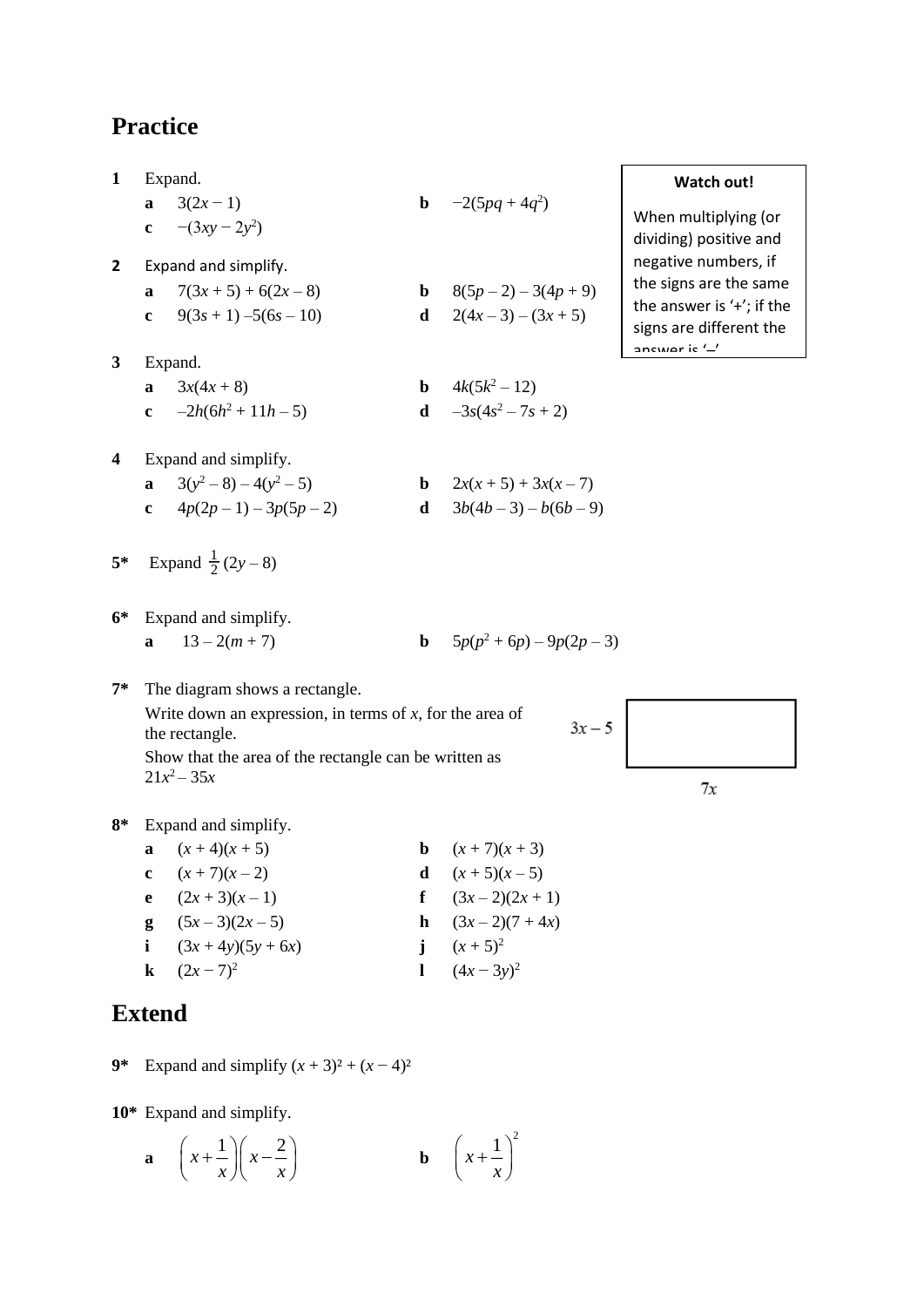## Practice

> **Watch out!**
>
> When multiplying (or dividing) positive and negative numbers, if the signs are the same the answer is '+'; if the signs are different the answer is '–'

**1** Expand.

**a** $3(2x - 1)$ **b** $-2(5pq + 4q^2)$

**c** $-(3xy - 2y^2)$

**2** Expand and simplify.

**a** $7(3x + 5) + 6(2x - 8)$ **b** $8(5p - 2) - 3(4p + 9)$

**c** $9(3s + 1) - 5(6s - 10)$ **d** $2(4x - 3) - (3x + 5)$

**3** Expand.

**a** $3x(4x + 8)$ **b** $4k(5k^2 - 12)$

**c** $-2h(6h^2 + 11h - 5)$ **d** $-3s(4s^2 - 7s + 2)$

**4** Expand and simplify.

**a** $3(y^2 - 8) - 4(y^2 - 5)$ **b** $2x(x + 5) + 3x(x - 7)$

**c** $4p(2p - 1) - 3p(5p - 2)$ **d** $3b(4b - 3) - b(6b - 9)$

**5*** Expand $\frac{1}{2}(2y - 8)$

**6*** Expand and simplify.

**a** $13 - 2(m + 7)$ **b** $5p(p^2 + 6p) - 9p(2p - 3)$

**7*** The diagram shows a rectangle.

Write down an expression, in terms of $x$, for the area of the rectangle.

Show that the area of the rectangle can be written as $21x^2 - 35x$

(Rectangle with sides $3x - 5$ and $7x$)

**8*** Expand and simplify.

**a** $(x + 4)(x + 5)$ **b** $(x + 7)(x + 3)$

**c** $(x + 7)(x - 2)$ **d** $(x + 5)(x - 5)$

**e** $(2x + 3)(x - 1)$ **f** $(3x - 2)(2x + 1)$

**g** $(5x - 3)(2x - 5)$ **h** $(3x - 2)(7 + 4x)$

**i** $(3x + 4y)(5y + 6x)$ **j** $(x + 5)^2$

**k** $(2x - 7)^2$ **l** $(4x - 3y)^2$

## Extend

**9*** Expand and simplify $(x + 3)^2 + (x - 4)^2$

**10*** Expand and simplify.

**a** $\left(x + \frac{1}{x}\right)\left(x - \frac{2}{x}\right)$ **b** $\left(x + \frac{1}{x}\right)^2$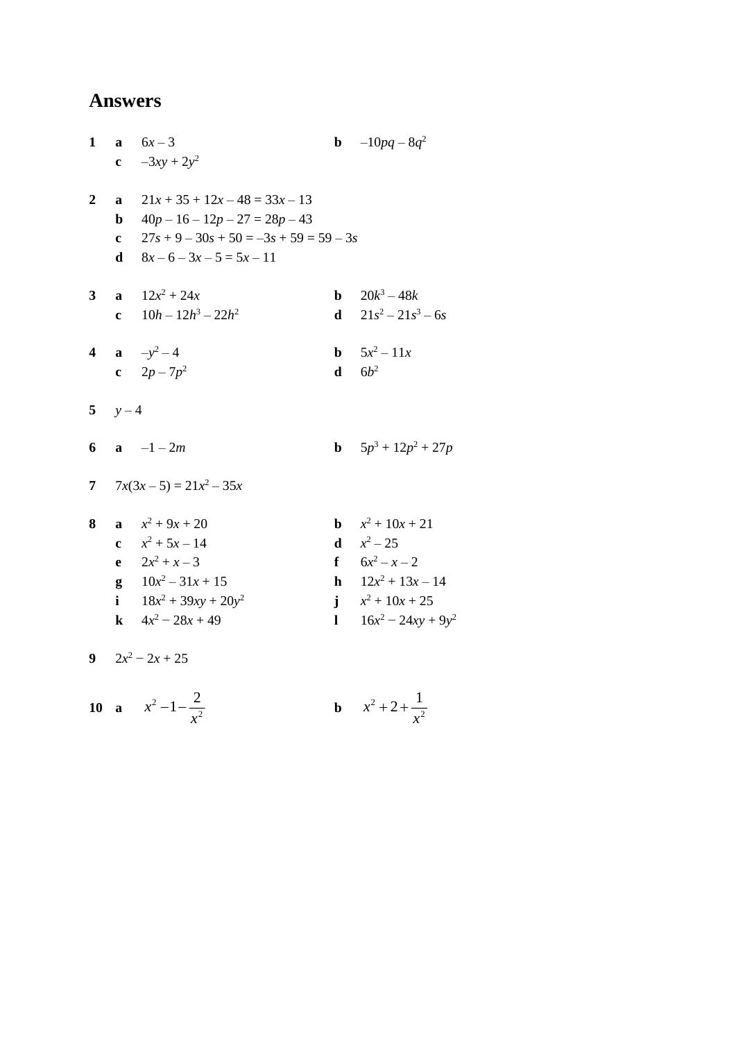## Answers

**1** **a** $6x - 3$ **b** $-10pq - 8q^2$
**c** $-3xy + 2y^2$

**2** **a** $21x + 35 + 12x - 48 = 33x - 13$
**b** $40p - 16 - 12p - 27 = 28p - 43$
**c** $27s + 9 - 30s + 50 = -3s + 59 = 59 - 3s$
**d** $8x - 6 - 3x - 5 = 5x - 11$

**3** **a** $12x^2 + 24x$ **b** $20k^3 - 48k$
**c** $10h - 12h^3 - 22h^2$ **d** $21s^2 - 21s^3 - 6s$

**4** **a** $-y^2 - 4$ **b** $5x^2 - 11x$
**c** $2p - 7p^2$ **d** $6b^2$

**5** $y - 4$

**6** **a** $-1 - 2m$ **b** $5p^3 + 12p^2 + 27p$

**7** $7x(3x - 5) = 21x^2 - 35x$

**8** **a** $x^2 + 9x + 20$ **b** $x^2 + 10x + 21$
**c** $x^2 + 5x - 14$ **d** $x^2 - 25$
**e** $2x^2 + x - 3$ **f** $6x^2 - x - 2$
**g** $10x^2 - 31x + 15$ **h** $12x^2 + 13x - 14$
**i** $18x^2 + 39xy + 20y^2$ **j** $x^2 + 10x + 25$
**k** $4x^2 - 28x + 49$ **l** $16x^2 - 24xy + 9y^2$

**9** $2x^2 - 2x + 25$

**10** **a** $x^2 - 1 - \dfrac{2}{x^2}$ **b** $x^2 + 2 + \dfrac{1}{x^2}$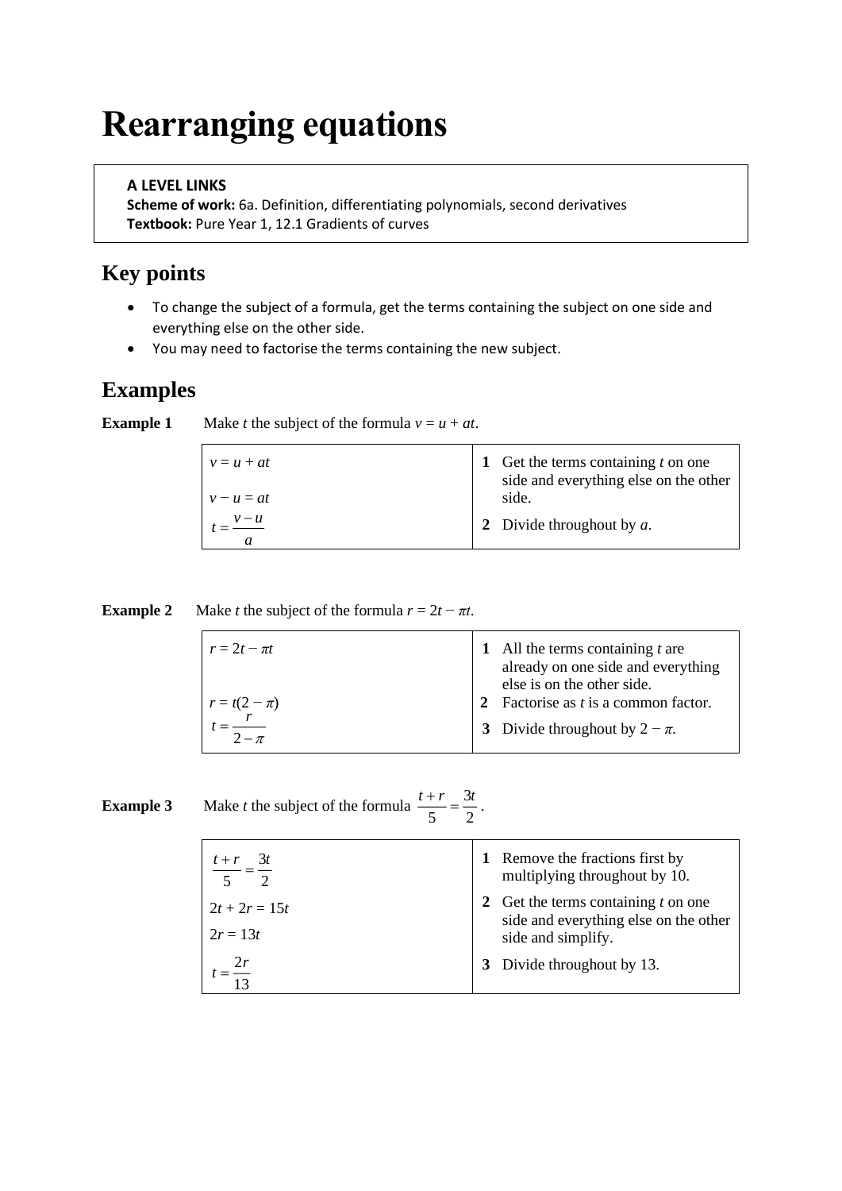# Rearranging equations

**A LEVEL LINKS**
**Scheme of work:** 6a. Definition, differentiating polynomials, second derivatives
**Textbook:** Pure Year 1, 12.1 Gradients of curves

## Key points

- To change the subject of a formula, get the terms containing the subject on one side and everything else on the other side.
- You may need to factorise the terms containing the new subject.

## Examples

**Example 1** Make $t$ the subject of the formula $v = u + at$.

| | |
|---|---|
| $v = u + at$ <br> $v - u = at$ <br> $t = \frac{v-u}{a}$ | **1** Get the terms containing $t$ on one side and everything else on the other side. <br> **2** Divide throughout by $a$. |

**Example 2** Make $t$ the subject of the formula $r = 2t - \pi t$.

| | |
|---|---|
| $r = 2t - \pi t$ <br> $r = t(2 - \pi)$ <br> $t = \frac{r}{2-\pi}$ | **1** All the terms containing $t$ are already on one side and everything else is on the other side. <br> **2** Factorise as $t$ is a common factor. <br> **3** Divide throughout by $2 - \pi$. |

**Example 3** Make $t$ the subject of the formula $\frac{t+r}{5} = \frac{3t}{2}$.

| | |
|---|---|
| $\frac{t+r}{5} = \frac{3t}{2}$ <br> $2t + 2r = 15t$ <br> $2r = 13t$ <br> $t = \frac{2r}{13}$ | **1** Remove the fractions first by multiplying throughout by 10. <br> **2** Get the terms containing $t$ on one side and everything else on the other side and simplify. <br> **3** Divide throughout by 13. |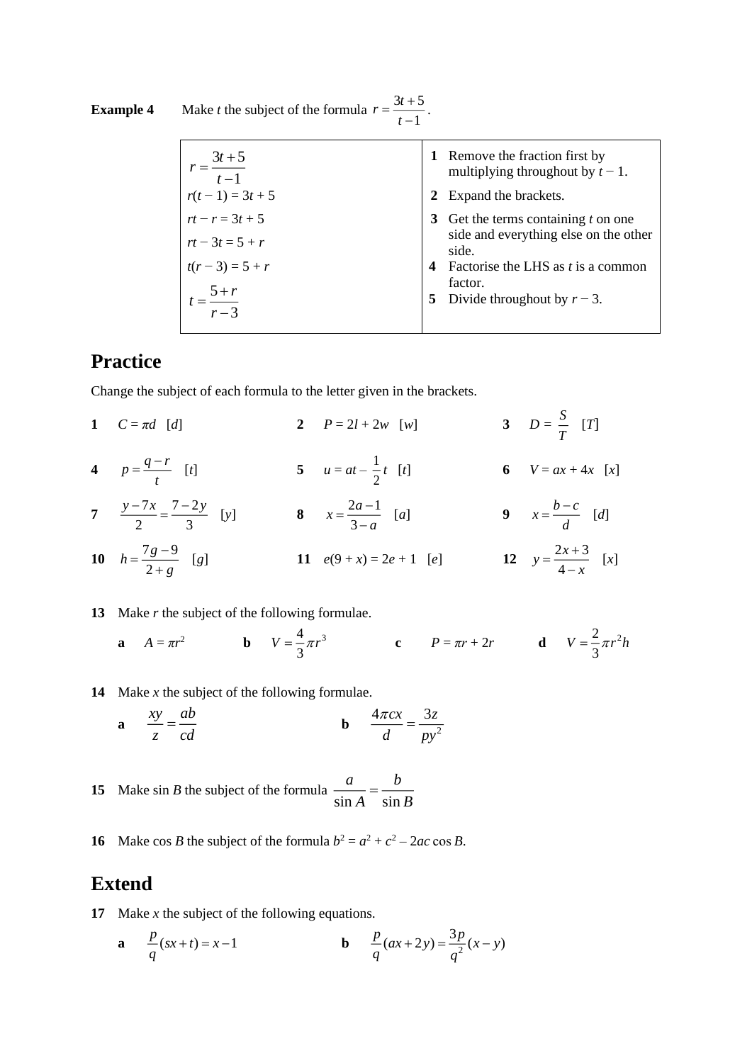**Example 4** Make $t$ the subject of the formula $r = \frac{3t+5}{t-1}$.

| | |
|---|---|
| $r = \frac{3t+5}{t-1}$ | **1** Remove the fraction first by multiplying throughout by $t - 1$. |
| $r(t - 1) = 3t + 5$ | **2** Expand the brackets. |
| $rt - r = 3t + 5$ | **3** Get the terms containing $t$ on one side and everything else on the other side. |
| $rt - 3t = 5 + r$ | |
| $t(r - 3) = 5 + r$ | **4** Factorise the LHS as $t$ is a common factor. |
| $t = \frac{5+r}{r-3}$ | **5** Divide throughout by $r - 3$. |

## Practice

Change the subject of each formula to the letter given in the brackets.

**1** $C = \pi d$ [$d$]

**2** $P = 2l + 2w$ [$w$]

**3** $D = \frac{S}{T}$ [$T$]

**4** $p = \frac{q-r}{t}$ [$t$]

**5** $u = at - \frac{1}{2}t$ [$t$]

**6** $V = ax + 4x$ [$x$]

**7** $\frac{y-7x}{2} = \frac{7-2y}{3}$ [$y$]

**8** $x = \frac{2a-1}{3-a}$ [$a$]

**9** $x = \frac{b-c}{d}$ [$d$]

**10** $h = \frac{7g-9}{2+g}$ [$g$]

**11** $e(9 + x) = 2e + 1$ [$e$]

**12** $y = \frac{2x+3}{4-x}$ [$x$]

**13** Make $r$ the subject of the following formulae.

**a** $A = \pi r^2$ **b** $V = \frac{4}{3}\pi r^3$ **c** $P = \pi r + 2r$ **d** $V = \frac{2}{3}\pi r^2 h$

**14** Make $x$ the subject of the following formulae.

**a** $\frac{xy}{z} = \frac{ab}{cd}$ **b** $\frac{4\pi cx}{d} = \frac{3z}{py^2}$

**15** Make $\sin B$ the subject of the formula $\frac{a}{\sin A} = \frac{b}{\sin B}$

**16** Make $\cos B$ the subject of the formula $b^2 = a^2 + c^2 - 2ac \cos B$.

## Extend

**17** Make $x$ the subject of the following equations.

**a** $\frac{p}{q}(sx + t) = x - 1$ **b** $\frac{p}{q}(ax + 2y) = \frac{3p}{q^2}(x - y)$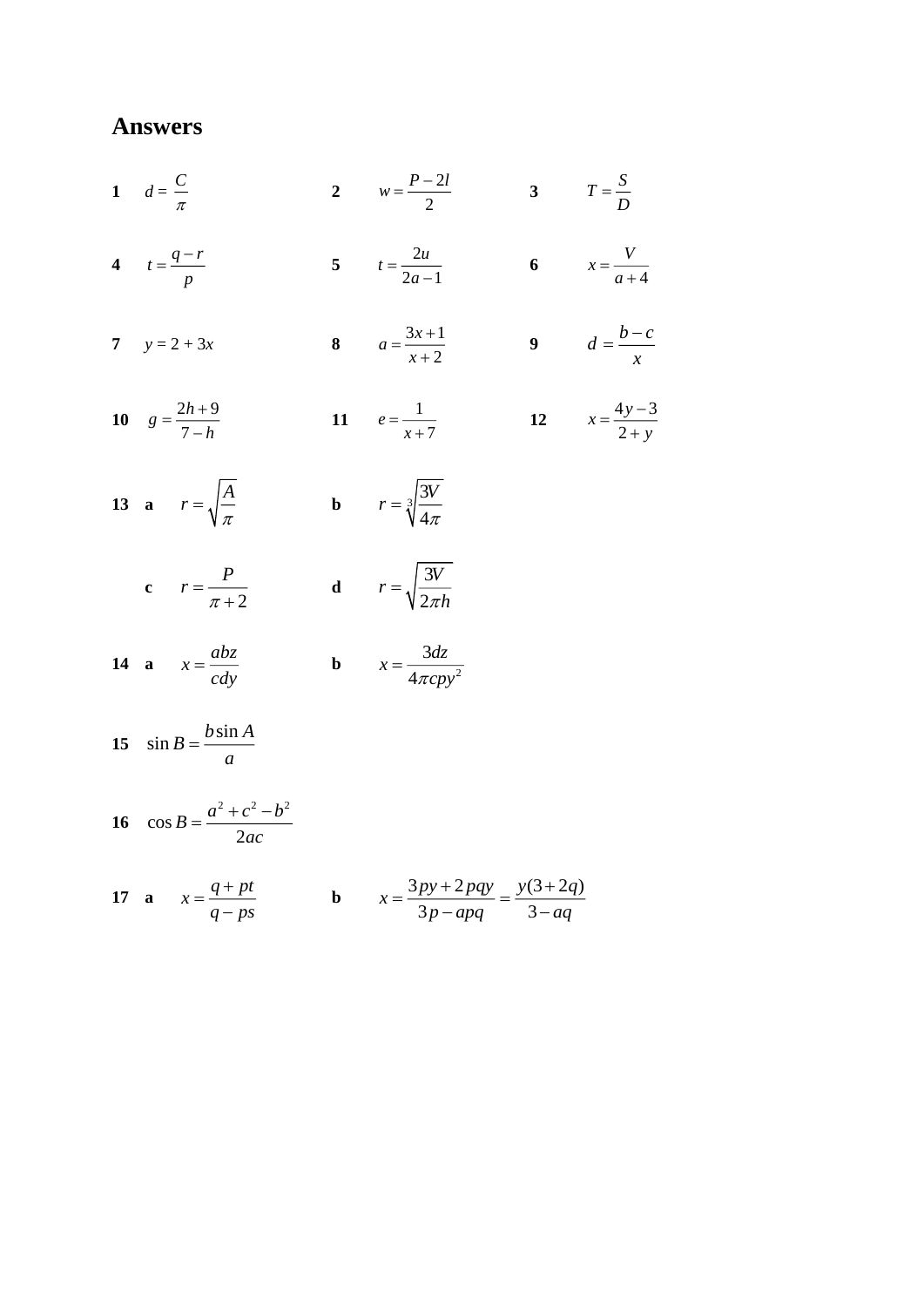# Answers

**1** $d = \dfrac{C}{\pi}$

**2** $w = \dfrac{P - 2l}{2}$

**3** $T = \dfrac{S}{D}$

**4** $t = \dfrac{q - r}{p}$

**5** $t = \dfrac{2u}{2a - 1}$

**6** $x = \dfrac{V}{a + 4}$

**7** $y = 2 + 3x$

**8** $a = \dfrac{3x + 1}{x + 2}$

**9** $d = \dfrac{b - c}{x}$

**10** $g = \dfrac{2h + 9}{7 - h}$

**11** $e = \dfrac{1}{x + 7}$

**12** $x = \dfrac{4y - 3}{2 + y}$

**13** **a** $r = \sqrt{\dfrac{A}{\pi}}$ **b** $r = \sqrt[3]{\dfrac{3V}{4\pi}}$

**c** $r = \dfrac{P}{\pi + 2}$ **d** $r = \sqrt{\dfrac{3V}{2\pi h}}$

**14** **a** $x = \dfrac{abz}{cdy}$ **b** $x = \dfrac{3dz}{4\pi cpy^2}$

**15** $\sin B = \dfrac{b \sin A}{a}$

**16** $\cos B = \dfrac{a^2 + c^2 - b^2}{2ac}$

**17** **a** $x = \dfrac{q + pt}{q - ps}$ **b** $x = \dfrac{3py + 2pqy}{3p - apq} = \dfrac{y(3 + 2q)}{3 - aq}$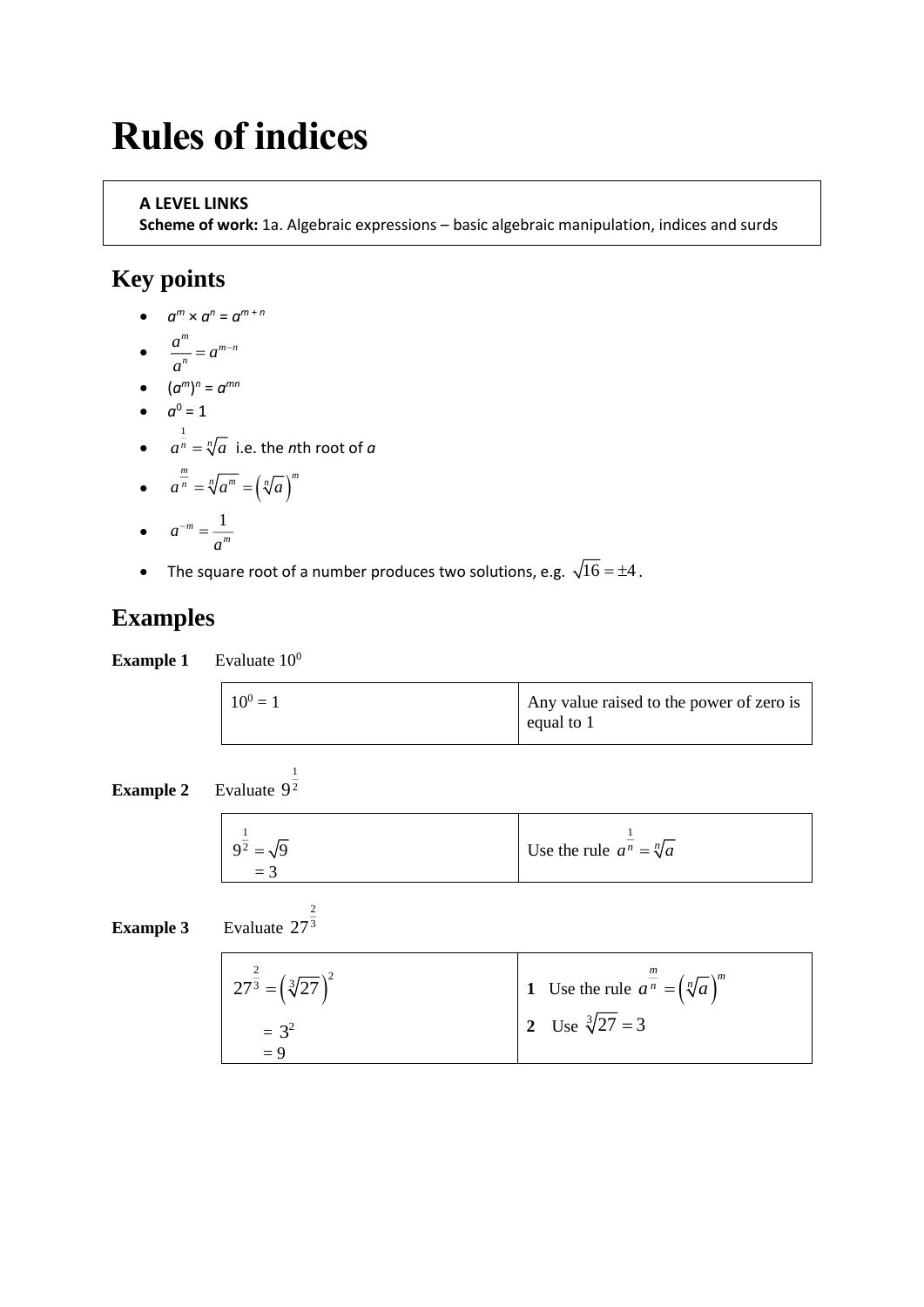# Rules of indices

> **A LEVEL LINKS**
> **Scheme of work:** 1a. Algebraic expressions – basic algebraic manipulation, indices and surds

## Key points

- $a^m \times a^n = a^{m+n}$
- $\dfrac{a^m}{a^n} = a^{m-n}$
- $(a^m)^n = a^{mn}$
- $a^0 = 1$
- $a^{\frac{1}{n}} = \sqrt[n]{a}$ i.e. the $n$th root of $a$
- $a^{\frac{m}{n}} = \sqrt[n]{a^m} = \left(\sqrt[n]{a}\right)^m$
- $a^{-m} = \dfrac{1}{a^m}$
- The square root of a number produces two solutions, e.g. $\sqrt{16} = \pm 4$.

## Examples

**Example 1** Evaluate $10^0$

| | |
|---|---|
| $10^0 = 1$ | Any value raised to the power of zero is equal to 1 |

**Example 2** Evaluate $9^{\frac{1}{2}}$

| | |
|---|---|
| $9^{\frac{1}{2}} = \sqrt{9}$<br>$= 3$ | Use the rule $a^{\frac{1}{n}} = \sqrt[n]{a}$ |

**Example 3** Evaluate $27^{\frac{2}{3}}$

| | |
|---|---|
| $27^{\frac{2}{3}} = \left(\sqrt[3]{27}\right)^2$<br>$= 3^2$<br>$= 9$ | **1** Use the rule $a^{\frac{m}{n}} = \left(\sqrt[n]{a}\right)^m$<br>**2** Use $\sqrt[3]{27} = 3$ |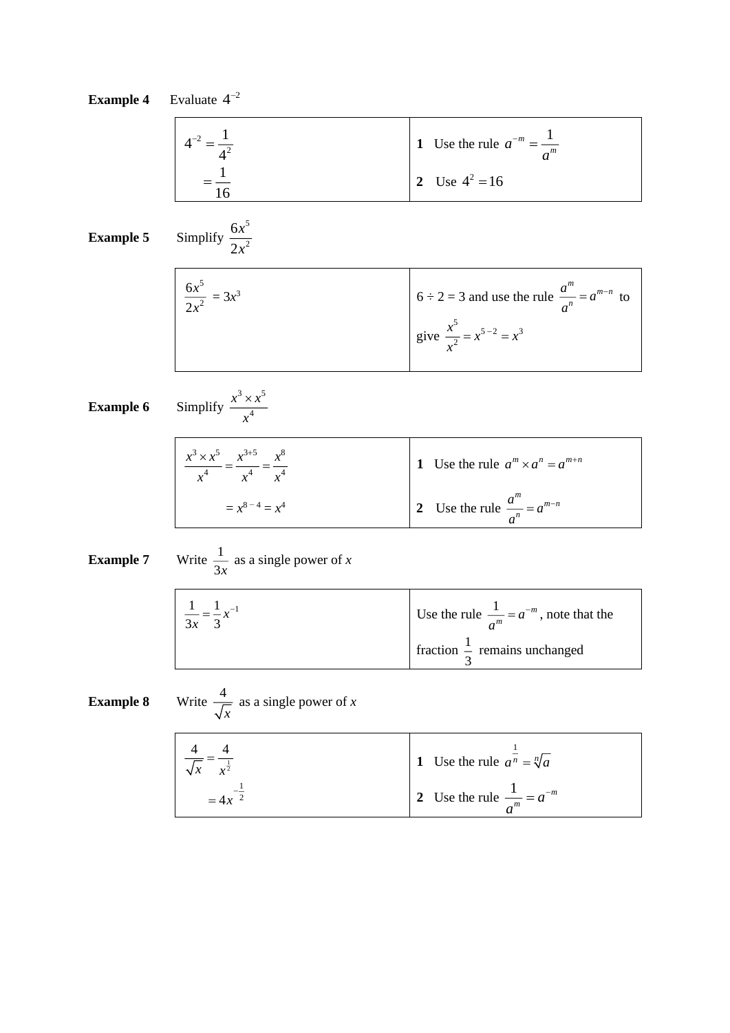**Example 4** Evaluate $4^{-2}$

| | |
|---|---|
| $4^{-2} = \dfrac{1}{4^2}$ <br> $= \dfrac{1}{16}$ | **1** Use the rule $a^{-m} = \dfrac{1}{a^m}$ <br> **2** Use $4^2 = 16$ |

**Example 5** Simplify $\dfrac{6x^5}{2x^2}$

| | |
|---|---|
| $\dfrac{6x^5}{2x^2} = 3x^3$ | $6 \div 2 = 3$ and use the rule $\dfrac{a^m}{a^n} = a^{m-n}$ to give $\dfrac{x^5}{x^2} = x^{5-2} = x^3$ |

**Example 6** Simplify $\dfrac{x^3 \times x^5}{x^4}$

| | |
|---|---|
| $\dfrac{x^3 \times x^5}{x^4} = \dfrac{x^{3+5}}{x^4} = \dfrac{x^8}{x^4}$ <br> $= x^{8-4} = x^4$ | **1** Use the rule $a^m \times a^n = a^{m+n}$ <br> **2** Use the rule $\dfrac{a^m}{a^n} = a^{m-n}$ |

**Example 7** Write $\dfrac{1}{3x}$ as a single power of $x$

| | |
|---|---|
| $\dfrac{1}{3x} = \dfrac{1}{3}x^{-1}$ | Use the rule $\dfrac{1}{a^m} = a^{-m}$, note that the fraction $\dfrac{1}{3}$ remains unchanged |

**Example 8** Write $\dfrac{4}{\sqrt{x}}$ as a single power of $x$

| | |
|---|---|
| $\dfrac{4}{\sqrt{x}} = \dfrac{4}{x^{\frac{1}{2}}}$ <br> $= 4x^{-\frac{1}{2}}$ | **1** Use the rule $a^{\frac{1}{n}} = \sqrt[n]{a}$ <br> **2** Use the rule $\dfrac{1}{a^m} = a^{-m}$ |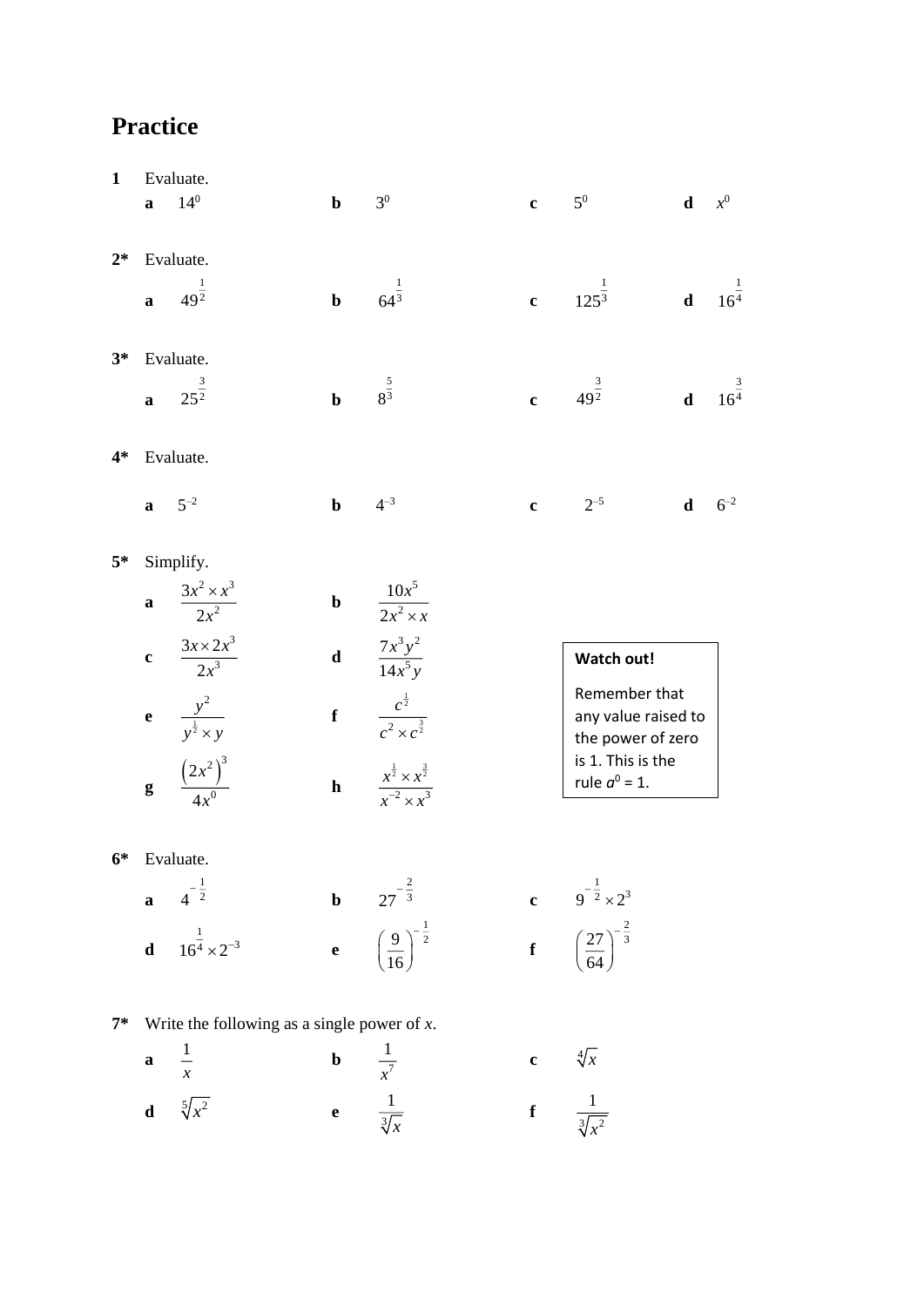## Practice

**1** Evaluate.

**a** $14^0$ **b** $3^0$ **c** $5^0$ **d** $x^0$

**2*** Evaluate.

**a** $49^{\frac{1}{2}}$ **b** $64^{\frac{1}{3}}$ **c** $125^{\frac{1}{3}}$ **d** $16^{\frac{1}{4}}$

**3*** Evaluate.

**a** $25^{\frac{3}{2}}$ **b** $8^{\frac{5}{3}}$ **c** $49^{\frac{3}{2}}$ **d** $16^{\frac{3}{4}}$

**4*** Evaluate.

**a** $5^{-2}$ **b** $4^{-3}$ **c** $2^{-5}$ **d** $6^{-2}$

**5*** Simplify.

**a** $\dfrac{3x^2 \times x^3}{2x^2}$ **b** $\dfrac{10x^5}{2x^2 \times x}$

**c** $\dfrac{3x \times 2x^3}{2x^3}$ **d** $\dfrac{7x^3y^2}{14x^5y}$

**e** $\dfrac{y^2}{y^{\frac{1}{2}} \times y}$ **f** $\dfrac{c^{\frac{1}{2}}}{c^2 \times c^{\frac{3}{2}}}$

**g** $\dfrac{\left(2x^2\right)^3}{4x^0}$ **h** $\dfrac{x^{\frac{1}{2}} \times x^{\frac{3}{2}}}{x^{-2} \times x^3}$

> **Watch out!**
>
> Remember that any value raised to the power of zero is 1. This is the rule $a^0 = 1$.

**6*** Evaluate.

**a** $4^{-\frac{1}{2}}$ **b** $27^{-\frac{2}{3}}$ **c** $9^{-\frac{1}{2}} \times 2^3$

**d** $16^{\frac{1}{4}} \times 2^{-3}$ **e** $\left(\dfrac{9}{16}\right)^{-\frac{1}{2}}$ **f** $\left(\dfrac{27}{64}\right)^{-\frac{2}{3}}$

**7*** Write the following as a single power of $x$.

**a** $\dfrac{1}{x}$ **b** $\dfrac{1}{x^7}$ **c** $\sqrt[4]{x}$

**d** $\sqrt[5]{x^2}$ **e** $\dfrac{1}{\sqrt[3]{x}}$ **f** $\dfrac{1}{\sqrt[3]{x^2}}$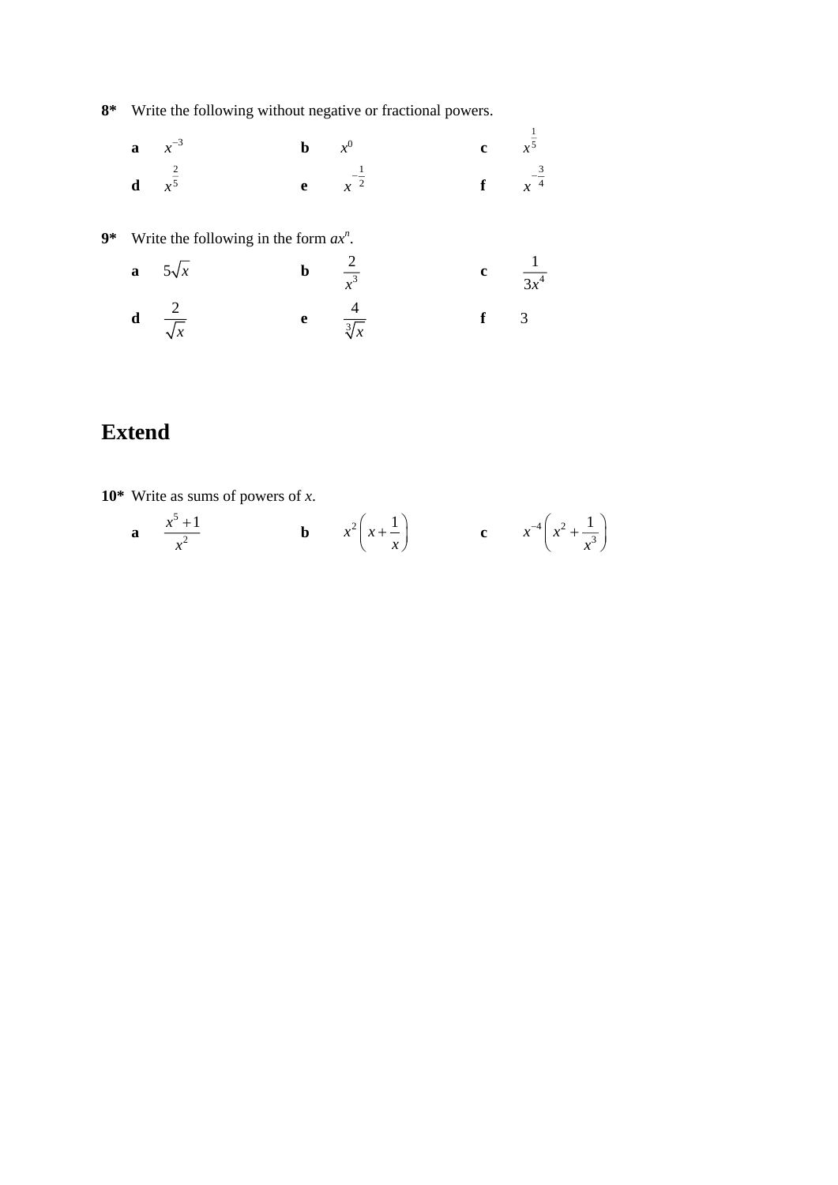**8*** Write the following without negative or fractional powers.

**a** $x^{-3}$ **b** $x^0$ **c** $x^{\frac{1}{5}}$

**d** $x^{\frac{2}{5}}$ **e** $x^{-\frac{1}{2}}$ **f** $x^{-\frac{3}{4}}$

**9*** Write the following in the form $ax^n$.

**a** $5\sqrt{x}$ **b** $\dfrac{2}{x^3}$ **c** $\dfrac{1}{3x^4}$

**d** $\dfrac{2}{\sqrt{x}}$ **e** $\dfrac{4}{\sqrt[3]{x}}$ **f** $3$

# Extend

**10*** Write as sums of powers of $x$.

**a** $\dfrac{x^5+1}{x^2}$ **b** $x^2\left(x+\dfrac{1}{x}\right)$ **c** $x^{-4}\left(x^2+\dfrac{1}{x^3}\right)$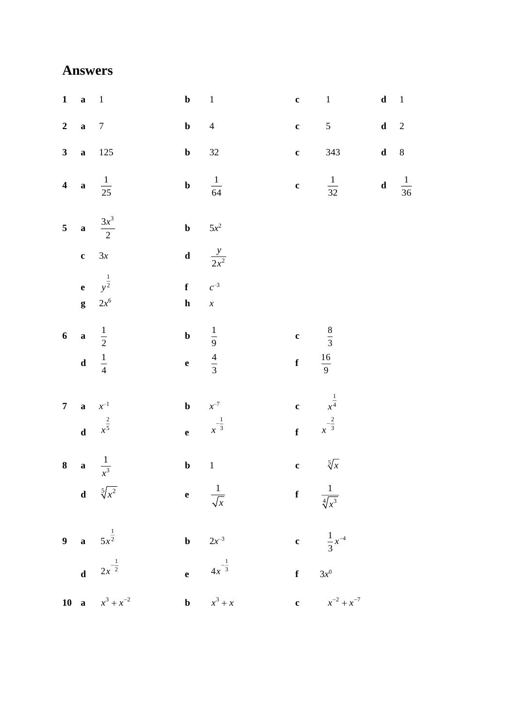# Answers

**1** **a** 1 **b** 1 **c** 1 **d** 1

**2** **a** 7 **b** 4 **c** 5 **d** 2

**3** **a** 125 **b** 32 **c** 343 **d** 8

**4** **a** $\frac{1}{25}$ **b** $\frac{1}{64}$ **c** $\frac{1}{32}$ **d** $\frac{1}{36}$

**5** **a** $\frac{3x^3}{2}$ **b** $5x^2$

**c** $3x$ **d** $\frac{y}{2x^2}$

**e** $y^{\frac{1}{2}}$ **f** $c^{-3}$

**g** $2x^6$ **h** $x$

**6** **a** $\frac{1}{2}$ **b** $\frac{1}{9}$ **c** $\frac{8}{3}$

**d** $\frac{1}{4}$ **e** $\frac{4}{3}$ **f** $\frac{16}{9}$

**7** **a** $x^{-1}$ **b** $x^{-7}$ **c** $x^{\frac{1}{4}}$

**d** $x^{\frac{2}{5}}$ **e** $x^{-\frac{1}{3}}$ **f** $x^{-\frac{2}{3}}$

**8** **a** $\frac{1}{x^3}$ **b** 1 **c** $\sqrt[5]{x}$

**d** $\sqrt[5]{x^2}$ **e** $\frac{1}{\sqrt{x}}$ **f** $\frac{1}{\sqrt[4]{x^3}}$

**9** **a** $5x^{\frac{1}{2}}$ **b** $2x^{-3}$ **c** $\frac{1}{3}x^{-4}$

**d** $2x^{-\frac{1}{2}}$ **e** $4x^{-\frac{1}{3}}$ **f** $3x^0$

**10** **a** $x^3 + x^{-2}$ **b** $x^3 + x$ **c** $x^{-2} + x^{-7}$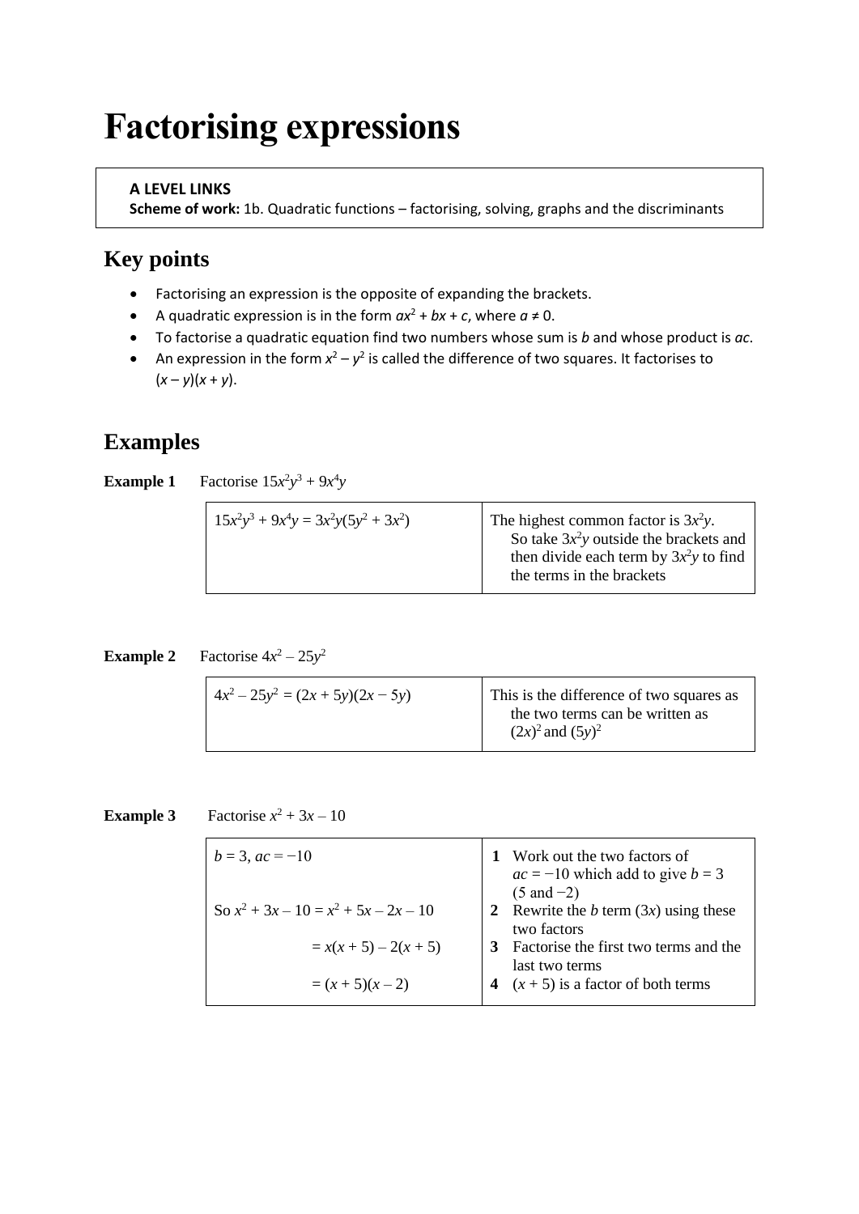# Factorising expressions

**A LEVEL LINKS**
**Scheme of work:** 1b. Quadratic functions – factorising, solving, graphs and the discriminants

## Key points

- Factorising an expression is the opposite of expanding the brackets.
- A quadratic expression is in the form $ax^2 + bx + c$, where $a \neq 0$.
- To factorise a quadratic equation find two numbers whose sum is $b$ and whose product is $ac$.
- An expression in the form $x^2 - y^2$ is called the difference of two squares. It factorises to $(x - y)(x + y)$.

## Examples

**Example 1** Factorise $15x^2y^3 + 9x^4y$

| | |
|---|---|
| $15x^2y^3 + 9x^4y = 3x^2y(5y^2 + 3x^2)$ | The highest common factor is $3x^2y$. So take $3x^2y$ outside the brackets and then divide each term by $3x^2y$ to find the terms in the brackets |

**Example 2** Factorise $4x^2 - 25y^2$

| | |
|---|---|
| $4x^2 - 25y^2 = (2x + 5y)(2x - 5y)$ | This is the difference of two squares as the two terms can be written as $(2x)^2$ and $(5y)^2$ |

**Example 3** Factorise $x^2 + 3x - 10$

| | |
|---|---|
| $b = 3$, $ac = -10$ | **1** Work out the two factors of $ac = -10$ which add to give $b = 3$ (5 and $-2$) |
| So $x^2 + 3x - 10 = x^2 + 5x - 2x - 10$ | **2** Rewrite the $b$ term ($3x$) using these two factors |
| $= x(x + 5) - 2(x + 5)$ | **3** Factorise the first two terms and the last two terms |
| $= (x + 5)(x - 2)$ | **4** $(x + 5)$ is a factor of both terms |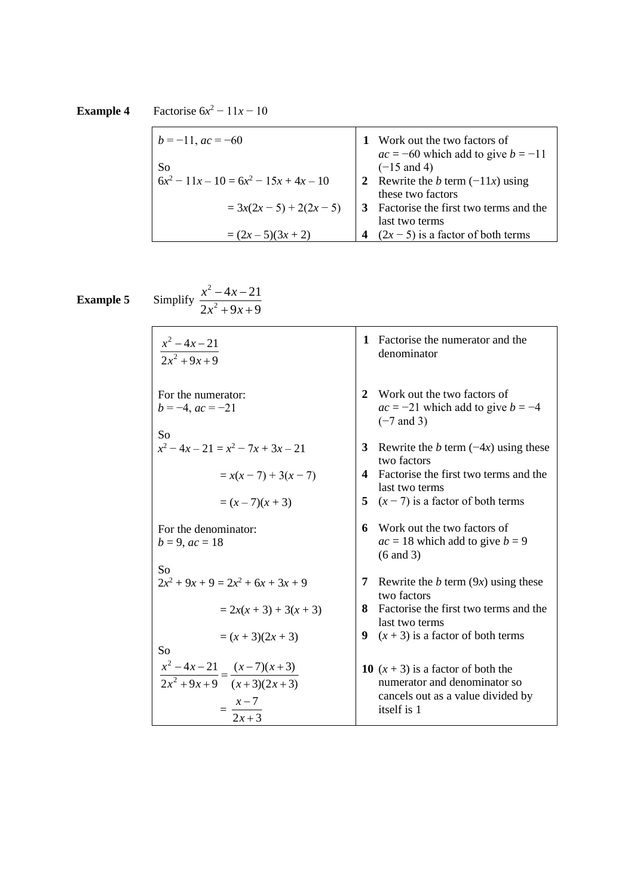**Example 4** Factorise $6x^2 - 11x - 10$

| | |
|---|---|
| $b = -11$, $ac = -60$ | **1** Work out the two factors of $ac = -60$ which add to give $b = -11$ ($-15$ and 4) |
| So $6x^2 - 11x - 10 = 6x^2 - 15x + 4x - 10$ | **2** Rewrite the $b$ term ($-11x$) using these two factors |
| $= 3x(2x - 5) + 2(2x - 5)$ | **3** Factorise the first two terms and the last two terms |
| $= (2x - 5)(3x + 2)$ | **4** $(2x - 5)$ is a factor of both terms |

**Example 5** Simplify $\dfrac{x^2 - 4x - 21}{2x^2 + 9x + 9}$

| | |
|---|---|
| $\dfrac{x^2 - 4x - 21}{2x^2 + 9x + 9}$ | **1** Factorise the numerator and the denominator |
| For the numerator: $b = -4$, $ac = -21$ | **2** Work out the two factors of $ac = -21$ which add to give $b = -4$ ($-7$ and 3) |
| So $x^2 - 4x - 21 = x^2 - 7x + 3x - 21$ | **3** Rewrite the $b$ term ($-4x$) using these two factors |
| $= x(x - 7) + 3(x - 7)$ | **4** Factorise the first two terms and the last two terms |
| $= (x - 7)(x + 3)$ | **5** $(x - 7)$ is a factor of both terms |
| For the denominator: $b = 9$, $ac = 18$ | **6** Work out the two factors of $ac = 18$ which add to give $b = 9$ (6 and 3) |
| So $2x^2 + 9x + 9 = 2x^2 + 6x + 3x + 9$ | **7** Rewrite the $b$ term ($9x$) using these two factors |
| $= 2x(x + 3) + 3(x + 3)$ | **8** Factorise the first two terms and the last two terms |
| $= (x + 3)(2x + 3)$ | **9** $(x + 3)$ is a factor of both terms |
| So $\dfrac{x^2 - 4x - 21}{2x^2 + 9x + 9} = \dfrac{(x-7)(x+3)}{(x+3)(2x+3)}$ $= \dfrac{x-7}{2x+3}$ | **10** $(x + 3)$ is a factor of both the numerator and denominator so cancels out as a value divided by itself is 1 |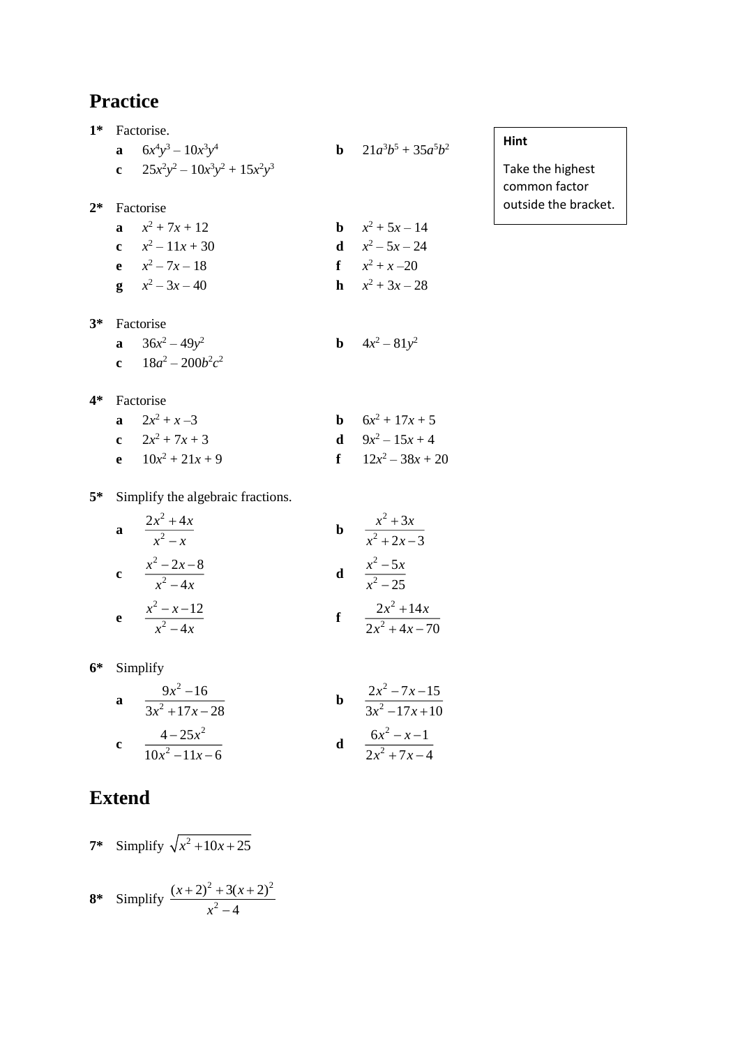## Practice

**1*** Factorise.

**a** $6x^4y^3 - 10x^3y^4$ **b** $21a^3b^5 + 35a^5b^2$

**c** $25x^2y^2 - 10x^3y^2 + 15x^2y^3$

> **Hint**
>
> Take the highest common factor outside the bracket.

**2*** Factorise

**a** $x^2 + 7x + 12$ **b** $x^2 + 5x - 14$

**c** $x^2 - 11x + 30$ **d** $x^2 - 5x - 24$

**e** $x^2 - 7x - 18$ **f** $x^2 + x - 20$

**g** $x^2 - 3x - 40$ **h** $x^2 + 3x - 28$

**3*** Factorise

**a** $36x^2 - 49y^2$ **b** $4x^2 - 81y^2$

**c** $18a^2 - 200b^2c^2$

**4*** Factorise

**a** $2x^2 + x - 3$ **b** $6x^2 + 17x + 5$

**c** $2x^2 + 7x + 3$ **d** $9x^2 - 15x + 4$

**e** $10x^2 + 21x + 9$ **f** $12x^2 - 38x + 20$

**5*** Simplify the algebraic fractions.

**a** $\dfrac{2x^2 + 4x}{x^2 - x}$ **b** $\dfrac{x^2 + 3x}{x^2 + 2x - 3}$

**c** $\dfrac{x^2 - 2x - 8}{x^2 - 4x}$ **d** $\dfrac{x^2 - 5x}{x^2 - 25}$

**e** $\dfrac{x^2 - x - 12}{x^2 - 4x}$ **f** $\dfrac{2x^2 + 14x}{2x^2 + 4x - 70}$

**6*** Simplify

**a** $\dfrac{9x^2 - 16}{3x^2 + 17x - 28}$ **b** $\dfrac{2x^2 - 7x - 15}{3x^2 - 17x + 10}$

**c** $\dfrac{4 - 25x^2}{10x^2 - 11x - 6}$ **d** $\dfrac{6x^2 - x - 1}{2x^2 + 7x - 4}$

## Extend

**7*** Simplify $\sqrt{x^2 + 10x + 25}$

**8*** Simplify $\dfrac{(x+2)^2 + 3(x+2)^2}{x^2 - 4}$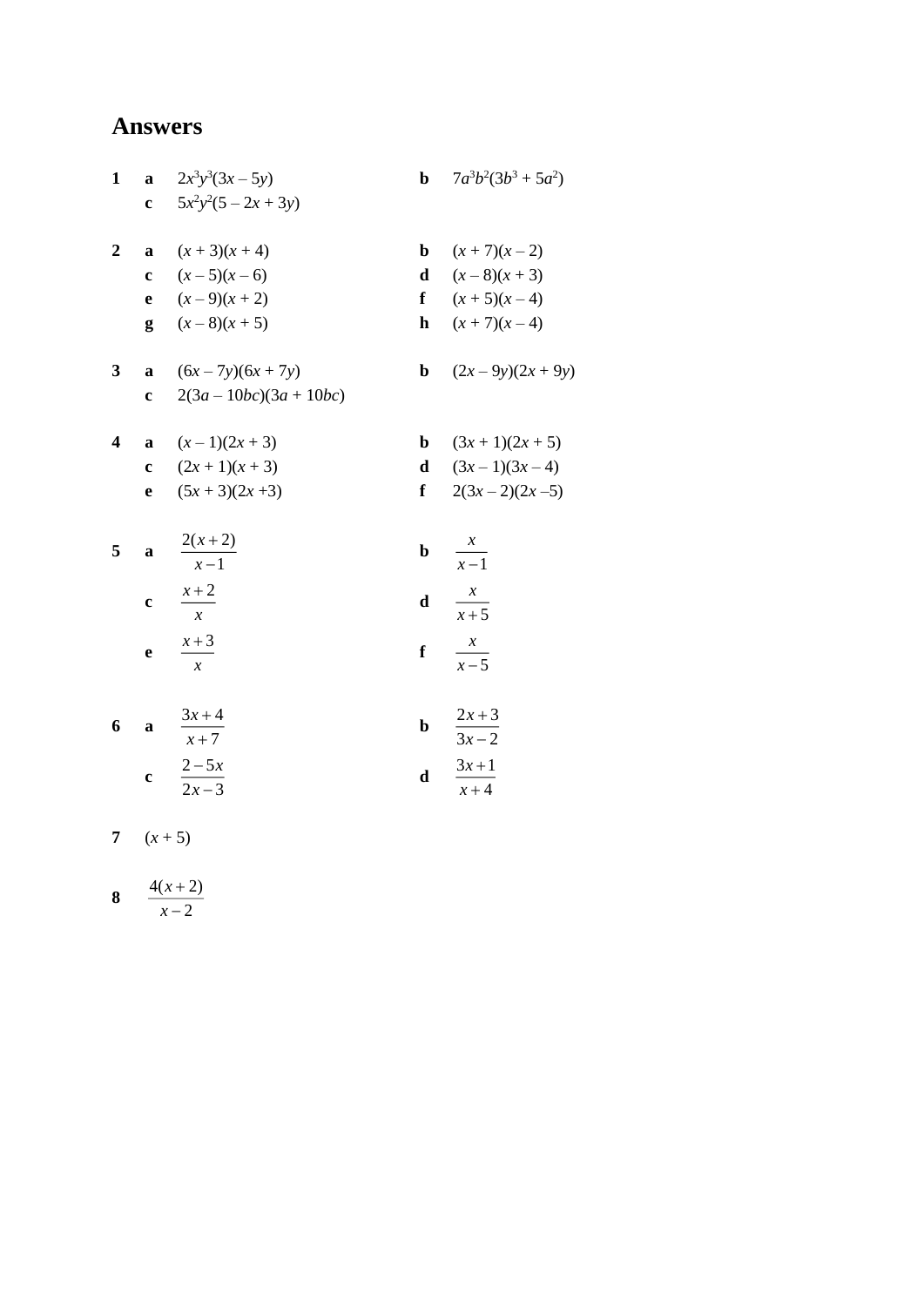## Answers

**1** **a** $2x^3y^3(3x - 5y)$ **b** $7a^3b^2(3b^3 + 5a^2)$
**c** $5x^2y^2(5 - 2x + 3y)$

**2** **a** $(x + 3)(x + 4)$ **b** $(x + 7)(x - 2)$
**c** $(x - 5)(x - 6)$ **d** $(x - 8)(x + 3)$
**e** $(x - 9)(x + 2)$ **f** $(x + 5)(x - 4)$
**g** $(x - 8)(x + 5)$ **h** $(x + 7)(x - 4)$

**3** **a** $(6x - 7y)(6x + 7y)$ **b** $(2x - 9y)(2x + 9y)$
**c** $2(3a - 10bc)(3a + 10bc)$

**4** **a** $(x - 1)(2x + 3)$ **b** $(3x + 1)(2x + 5)$
**c** $(2x + 1)(x + 3)$ **d** $(3x - 1)(3x - 4)$
**e** $(5x + 3)(2x + 3)$ **f** $2(3x - 2)(2x - 5)$

**5** **a** $\dfrac{2(x+2)}{x-1}$ **b** $\dfrac{x}{x-1}$
**c** $\dfrac{x+2}{x}$ **d** $\dfrac{x}{x+5}$
**e** $\dfrac{x+3}{x}$ **f** $\dfrac{x}{x-5}$

**6** **a** $\dfrac{3x+4}{x+7}$ **b** $\dfrac{2x+3}{3x-2}$
**c** $\dfrac{2-5x}{2x-3}$ **d** $\dfrac{3x+1}{x+4}$

**7** $(x + 5)$

**8** $\dfrac{4(x+2)}{x-2}$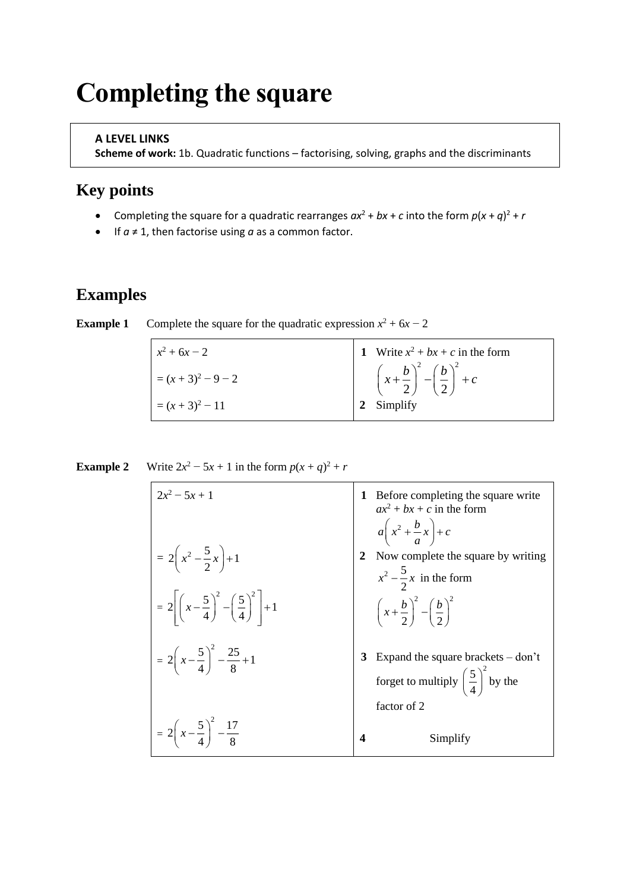# Completing the square

**A LEVEL LINKS**
**Scheme of work:** 1b. Quadratic functions – factorising, solving, graphs and the discriminants

## Key points

- Completing the square for a quadratic rearranges $ax^2 + bx + c$ into the form $p(x + q)^2 + r$
- If $a \neq 1$, then factorise using $a$ as a common factor.

## Examples

**Example 1** Complete the square for the quadratic expression $x^2 + 6x - 2$

| | |
|---|---|
| $x^2 + 6x - 2$ <br> $= (x + 3)^2 - 9 - 2$ <br> $= (x + 3)^2 - 11$ | **1** Write $x^2 + bx + c$ in the form $\left(x+\frac{b}{2}\right)^2 - \left(\frac{b}{2}\right)^2 + c$ <br> **2** Simplify |

**Example 2** Write $2x^2 - 5x + 1$ in the form $p(x + q)^2 + r$

| | |
|---|---|
| $2x^2 - 5x + 1$ | **1** Before completing the square write $ax^2 + bx + c$ in the form $a\left(x^2+\frac{b}{a}x\right)+c$ |
| $= 2\left(x^2-\frac{5}{2}x\right)+1$ <br> $= 2\left[\left(x-\frac{5}{4}\right)^2-\left(\frac{5}{4}\right)^2\right]+1$ | **2** Now complete the square by writing $x^2-\frac{5}{2}x$ in the form $\left(x+\frac{b}{2}\right)^2-\left(\frac{b}{2}\right)^2$ |
| $= 2\left(x-\frac{5}{4}\right)^2-\frac{25}{8}+1$ | **3** Expand the square brackets – don't forget to multiply $\left(\frac{5}{4}\right)^2$ by the factor of 2 |
| $= 2\left(x-\frac{5}{4}\right)^2-\frac{17}{8}$ | **4** Simplify |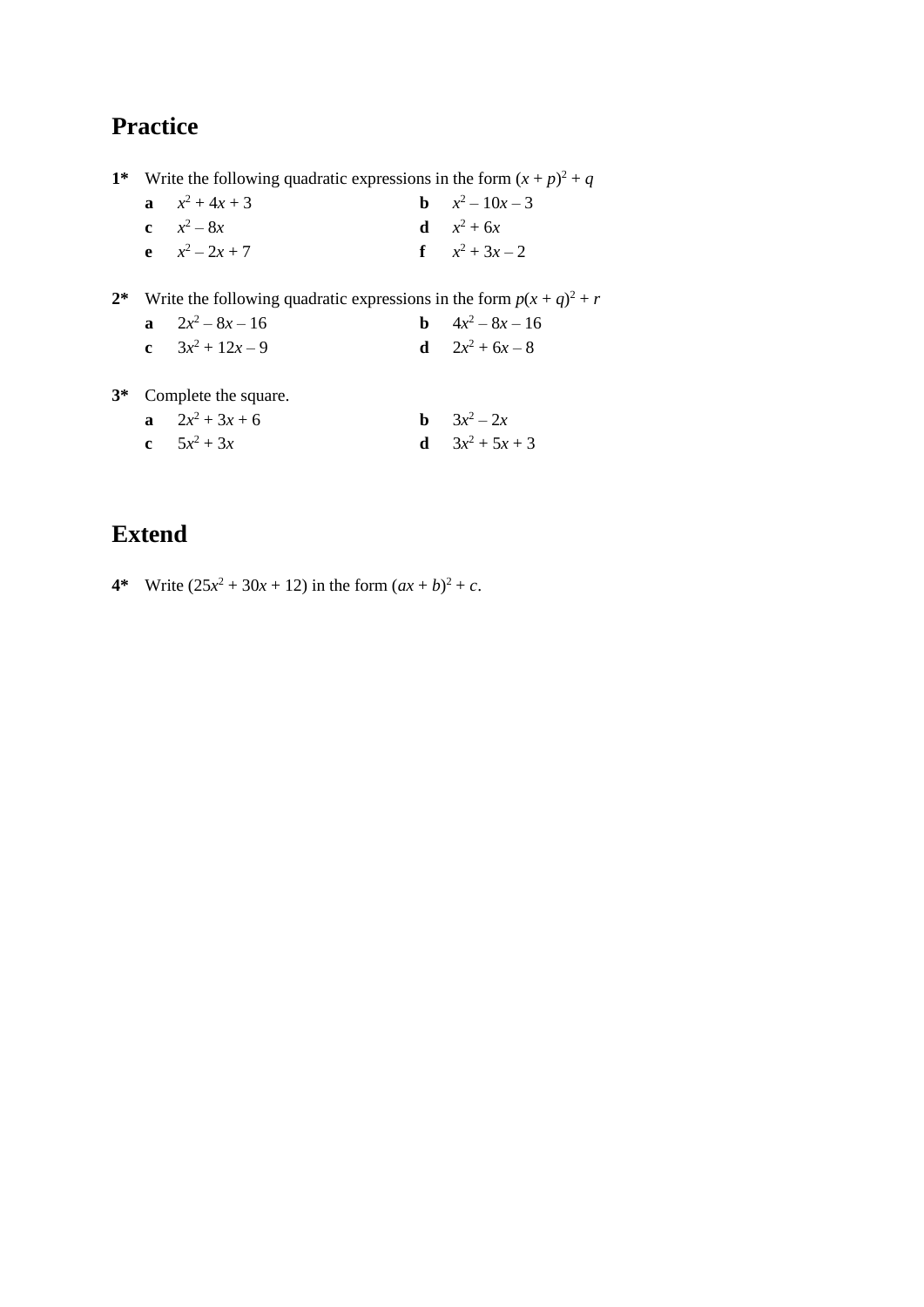## Practice

**1*** Write the following quadratic expressions in the form $(x + p)^2 + q$

**a** $x^2 + 4x + 3$

**b** $x^2 - 10x - 3$

**c** $x^2 - 8x$

**d** $x^2 + 6x$

**e** $x^2 - 2x + 7$

**f** $x^2 + 3x - 2$

**2*** Write the following quadratic expressions in the form $p(x + q)^2 + r$

**a** $2x^2 - 8x - 16$

**b** $4x^2 - 8x - 16$

**c** $3x^2 + 12x - 9$

**d** $2x^2 + 6x - 8$

**3*** Complete the square.

**a** $2x^2 + 3x + 6$

**b** $3x^2 - 2x$

**c** $5x^2 + 3x$

**d** $3x^2 + 5x + 3$

## Extend

**4*** Write $(25x^2 + 30x + 12)$ in the form $(ax + b)^2 + c$.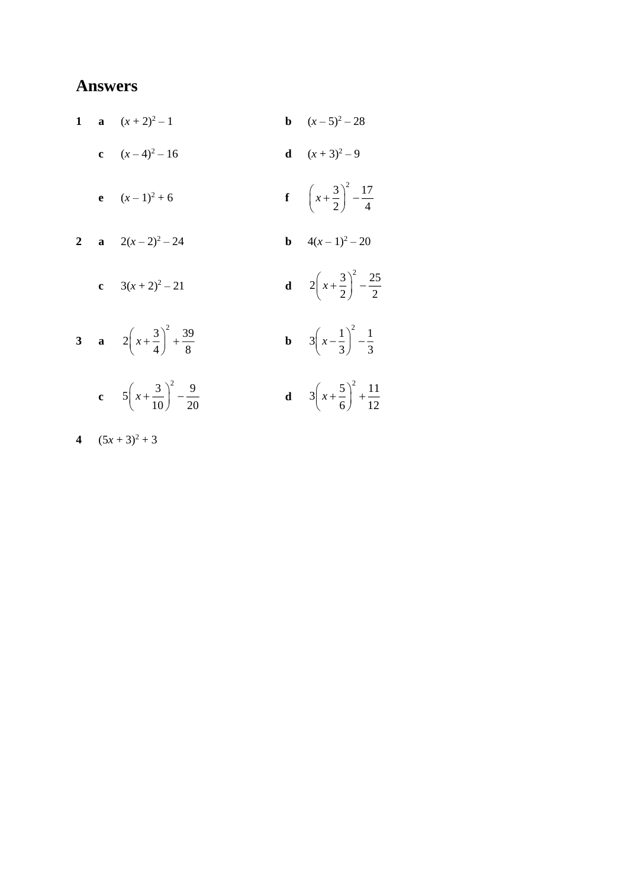# Answers

**1** **a** $(x + 2)^2 - 1$ **b** $(x - 5)^2 - 28$

**c** $(x - 4)^2 - 16$ **d** $(x + 3)^2 - 9$

**e** $(x - 1)^2 + 6$ **f** $\left(x + \frac{3}{2}\right)^2 - \frac{17}{4}$

**2** **a** $2(x - 2)^2 - 24$ **b** $4(x - 1)^2 - 20$

**c** $3(x + 2)^2 - 21$ **d** $2\left(x + \frac{3}{2}\right)^2 - \frac{25}{2}$

**3** **a** $2\left(x + \frac{3}{4}\right)^2 + \frac{39}{8}$ **b** $3\left(x - \frac{1}{3}\right)^2 - \frac{1}{3}$

**c** $5\left(x + \frac{3}{10}\right)^2 - \frac{9}{20}$ **d** $3\left(x + \frac{5}{6}\right)^2 + \frac{11}{12}$

**4** $(5x + 3)^2 + 3$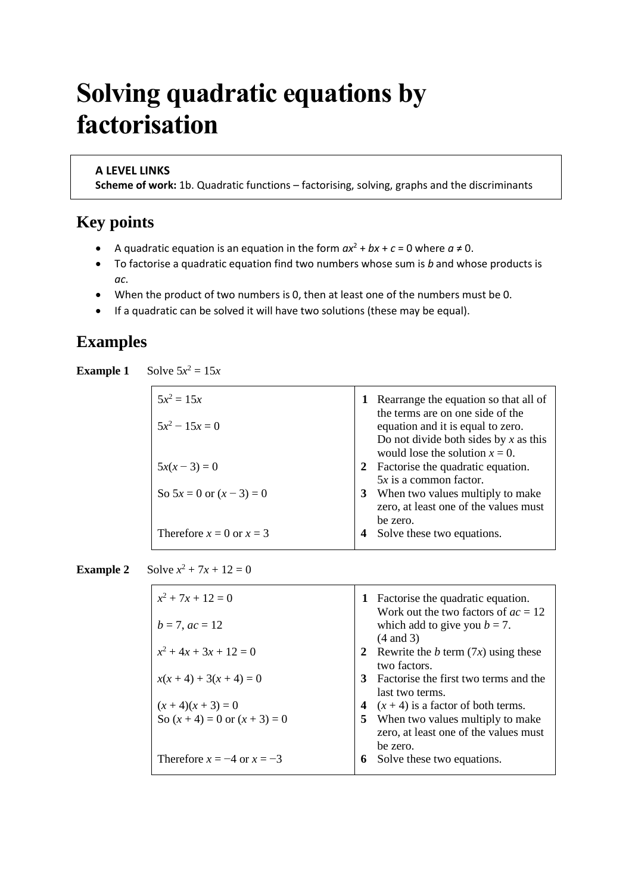# Solving quadratic equations by factorisation

**A LEVEL LINKS**
**Scheme of work:** 1b. Quadratic functions – factorising, solving, graphs and the discriminants

## Key points

- A quadratic equation is an equation in the form $ax^2 + bx + c = 0$ where $a \neq 0$.
- To factorise a quadratic equation find two numbers whose sum is $b$ and whose products is $ac$.
- When the product of two numbers is 0, then at least one of the numbers must be 0.
- If a quadratic can be solved it will have two solutions (these may be equal).

## Examples

**Example 1** Solve $5x^2 = 15x$

| | |
|---|---|
| $5x^2 = 15x$<br><br>$5x^2 - 15x = 0$ | **1** Rearrange the equation so that all of the terms are on one side of the equation and it is equal to zero. Do not divide both sides by $x$ as this would lose the solution $x = 0$. |
| $5x(x - 3) = 0$ | **2** Factorise the quadratic equation. $5x$ is a common factor. |
| So $5x = 0$ or $(x - 3) = 0$ | **3** When two values multiply to make zero, at least one of the values must be zero. |
| Therefore $x = 0$ or $x = 3$ | **4** Solve these two equations. |

**Example 2** Solve $x^2 + 7x + 12 = 0$

| | |
|---|---|
| $x^2 + 7x + 12 = 0$<br><br>$b = 7$, $ac = 12$ | **1** Factorise the quadratic equation. Work out the two factors of $ac = 12$ which add to give you $b = 7$. (4 and 3) |
| $x^2 + 4x + 3x + 12 = 0$ | **2** Rewrite the $b$ term ($7x$) using these two factors. |
| $x(x + 4) + 3(x + 4) = 0$ | **3** Factorise the first two terms and the last two terms. |
| $(x + 4)(x + 3) = 0$ | **4** $(x + 4)$ is a factor of both terms. |
| So $(x + 4) = 0$ or $(x + 3) = 0$ | **5** When two values multiply to make zero, at least one of the values must be zero. |
| Therefore $x = -4$ or $x = -3$ | **6** Solve these two equations. |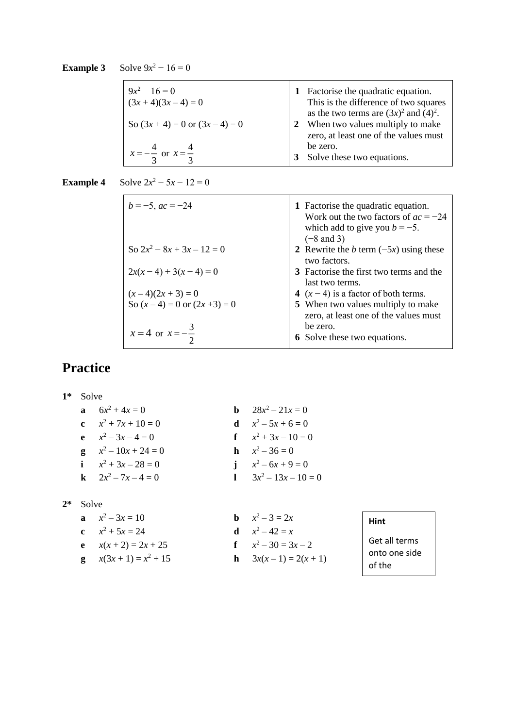**Example 3** Solve $9x^2 - 16 = 0$

| | |
|---|---|
| $9x^2 - 16 = 0$<br>$(3x + 4)(3x - 4) = 0$<br><br>So $(3x + 4) = 0$ or $(3x - 4) = 0$<br><br>$x = -\frac{4}{3}$ or $x = \frac{4}{3}$ | **1** Factorise the quadratic equation. This is the difference of two squares as the two terms are $(3x)^2$ and $(4)^2$.<br>**2** When two values multiply to make zero, at least one of the values must be zero.<br>**3** Solve these two equations. |

**Example 4** Solve $2x^2 - 5x - 12 = 0$

| | |
|---|---|
| $b = -5$, $ac = -24$<br><br><br><br>So $2x^2 - 8x + 3x - 12 = 0$<br><br>$2x(x - 4) + 3(x - 4) = 0$<br><br>$(x - 4)(2x + 3) = 0$<br>So $(x - 4) = 0$ or $(2x + 3) = 0$<br><br>$x = 4$ or $x = -\frac{3}{2}$ | **1** Factorise the quadratic equation. Work out the two factors of $ac = -24$ which add to give you $b = -5$. ($-8$ and $3$)<br>**2** Rewrite the $b$ term ($-5x$) using these two factors.<br>**3** Factorise the first two terms and the last two terms.<br>**4** $(x - 4)$ is a factor of both terms.<br>**5** When two values multiply to make zero, at least one of the values must be zero.<br>**6** Solve these two equations. |

# Practice

**1*** Solve

**a** $6x^2 + 4x = 0$
**b** $28x^2 - 21x = 0$
**c** $x^2 + 7x + 10 = 0$
**d** $x^2 - 5x + 6 = 0$
**e** $x^2 - 3x - 4 = 0$
**f** $x^2 + 3x - 10 = 0$
**g** $x^2 - 10x + 24 = 0$
**h** $x^2 - 36 = 0$
**i** $x^2 + 3x - 28 = 0$
**j** $x^2 - 6x + 9 = 0$
**k** $2x^2 - 7x - 4 = 0$
**l** $3x^2 - 13x - 10 = 0$

**2*** Solve

**a** $x^2 - 3x = 10$
**b** $x^2 - 3 = 2x$
**c** $x^2 + 5x = 24$
**d** $x^2 - 42 = x$
**e** $x(x + 2) = 2x + 25$
**f** $x^2 - 30 = 3x - 2$
**g** $x(3x + 1) = x^2 + 15$
**h** $3x(x - 1) = 2(x + 1)$

**Hint**

Get all terms onto one side of the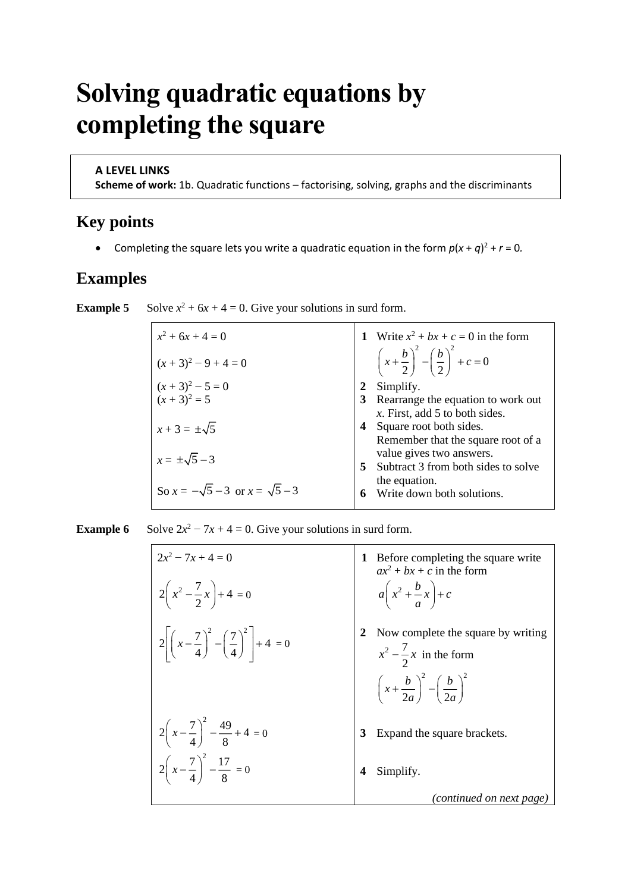# Solving quadratic equations by completing the square

> **A LEVEL LINKS**
> **Scheme of work:** 1b. Quadratic functions – factorising, solving, graphs and the discriminants

## Key points

- Completing the square lets you write a quadratic equation in the form $p(x + q)^2 + r = 0$.

## Examples

**Example 5** Solve $x^2 + 6x + 4 = 0$. Give your solutions in surd form.

| | |
|---|---|
| $x^2 + 6x + 4 = 0$ <br> $(x + 3)^2 - 9 + 4 = 0$ | **1** Write $x^2 + bx + c = 0$ in the form $\left(x+\frac{b}{2}\right)^2 - \left(\frac{b}{2}\right)^2 + c = 0$ |
| $(x + 3)^2 - 5 = 0$ | **2** Simplify. |
| $(x + 3)^2 = 5$ | **3** Rearrange the equation to work out $x$. First, add 5 to both sides. |
| $x + 3 = \pm\sqrt{5}$ | **4** Square root both sides. Remember that the square root of a value gives two answers. |
| $x = \pm\sqrt{5} - 3$ | **5** Subtract 3 from both sides to solve the equation. |
| So $x = -\sqrt{5} - 3$ or $x = \sqrt{5} - 3$ | **6** Write down both solutions. |

**Example 6** Solve $2x^2 - 7x + 4 = 0$. Give your solutions in surd form.

| | |
|---|---|
| $2x^2 - 7x + 4 = 0$ <br> $2\left(x^2 - \frac{7}{2}x\right) + 4 = 0$ | **1** Before completing the square write $ax^2 + bx + c$ in the form $a\left(x^2 + \frac{b}{a}x\right) + c$ |
| $2\left[\left(x - \frac{7}{4}\right)^2 - \left(\frac{7}{4}\right)^2\right] + 4 = 0$ | **2** Now complete the square by writing $x^2 - \frac{7}{2}x$ in the form $\left(x + \frac{b}{2a}\right)^2 - \left(\frac{b}{2a}\right)^2$ |
| $2\left(x - \frac{7}{4}\right)^2 - \frac{49}{8} + 4 = 0$ | **3** Expand the square brackets. |
| $2\left(x - \frac{7}{4}\right)^2 - \frac{17}{8} = 0$ | **4** Simplify. |
| | *(continued on next page)* |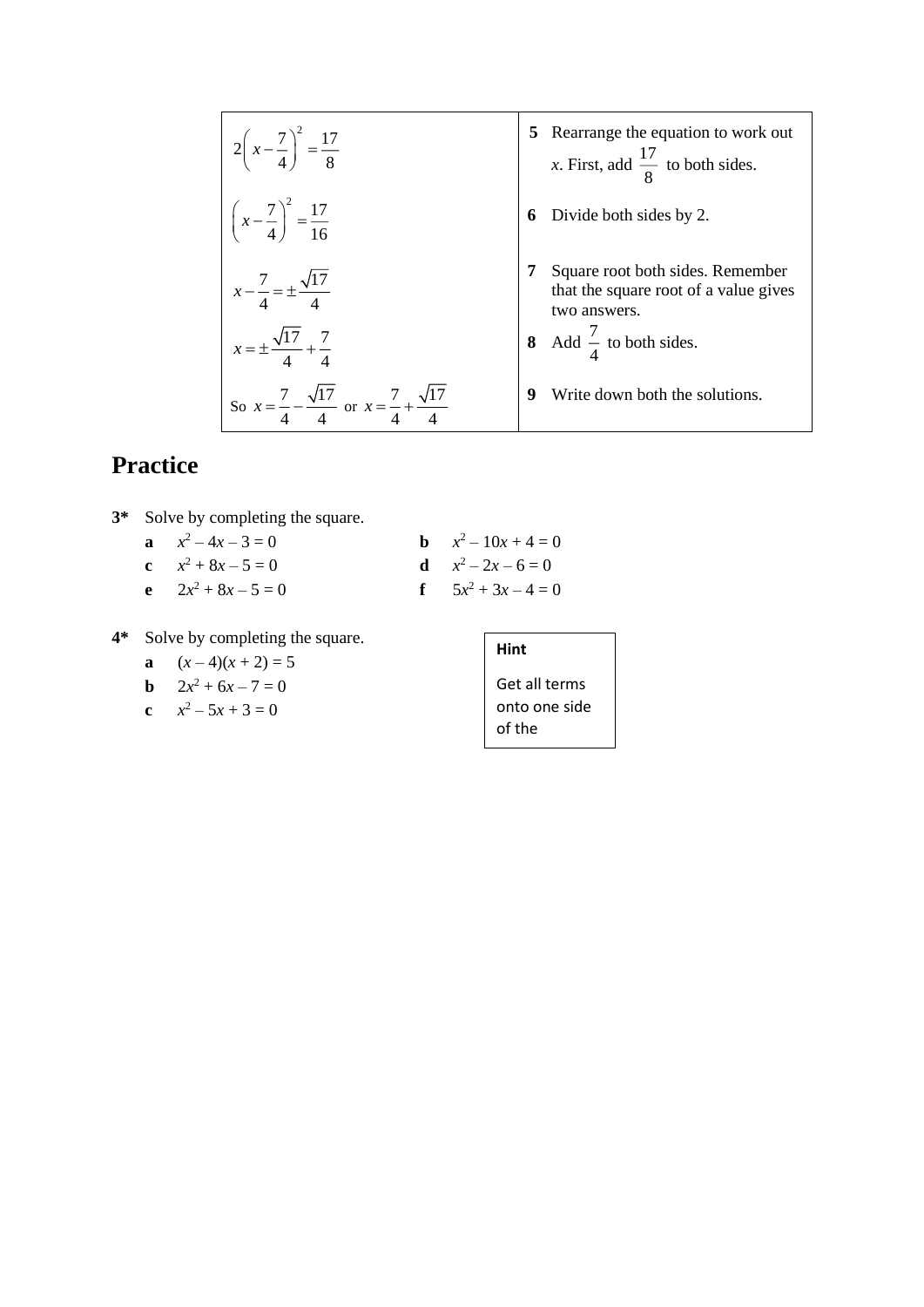| | |
|---|---|
| $2\left(x - \frac{7}{4}\right)^2 = \frac{17}{8}$ | **5** Rearrange the equation to work out $x$. First, add $\frac{17}{8}$ to both sides. |
| $\left(x - \frac{7}{4}\right)^2 = \frac{17}{16}$ | **6** Divide both sides by 2. |
| $x - \frac{7}{4} = \pm\frac{\sqrt{17}}{4}$ | **7** Square root both sides. Remember that the square root of a value gives two answers. |
| $x = \pm\frac{\sqrt{17}}{4} + \frac{7}{4}$ | **8** Add $\frac{7}{4}$ to both sides. |
| So $x = \frac{7}{4} - \frac{\sqrt{17}}{4}$ or $x = \frac{7}{4} + \frac{\sqrt{17}}{4}$ | **9** Write down both the solutions. |

## Practice

**3*** Solve by completing the square.

**a** $x^2 - 4x - 3 = 0$

**b** $x^2 - 10x + 4 = 0$

**c** $x^2 + 8x - 5 = 0$

**d** $x^2 - 2x - 6 = 0$

**e** $2x^2 + 8x - 5 = 0$

**f** $5x^2 + 3x - 4 = 0$

**4*** Solve by completing the square.

**a** $(x - 4)(x + 2) = 5$

**b** $2x^2 + 6x - 7 = 0$

**c** $x^2 - 5x + 3 = 0$

> **Hint**
>
> Get all terms onto one side of the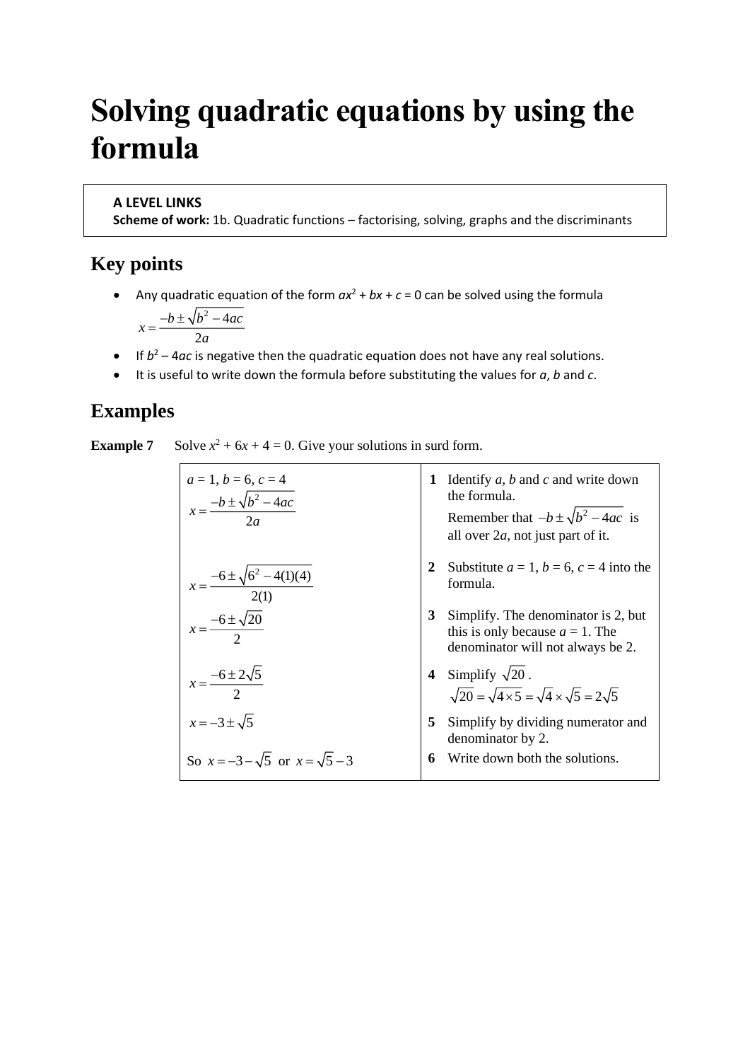# Solving quadratic equations by using the formula

**A LEVEL LINKS**
**Scheme of work:** 1b. Quadratic functions – factorising, solving, graphs and the discriminants

## Key points

- Any quadratic equation of the form $ax^2 + bx + c = 0$ can be solved using the formula $x = \dfrac{-b \pm \sqrt{b^2 - 4ac}}{2a}$
- If $b^2 - 4ac$ is negative then the quadratic equation does not have any real solutions.
- It is useful to write down the formula before substituting the values for $a$, $b$ and $c$.

## Examples

**Example 7** Solve $x^2 + 6x + 4 = 0$. Give your solutions in surd form.

| | |
|---|---|
| $a = 1, b = 6, c = 4$ <br> $x = \dfrac{-b \pm \sqrt{b^2 - 4ac}}{2a}$ | **1** Identify $a$, $b$ and $c$ and write down the formula. <br> Remember that $-b \pm \sqrt{b^2 - 4ac}$ is all over $2a$, not just part of it. |
| $x = \dfrac{-6 \pm \sqrt{6^2 - 4(1)(4)}}{2(1)}$ | **2** Substitute $a = 1$, $b = 6$, $c = 4$ into the formula. |
| $x = \dfrac{-6 \pm \sqrt{20}}{2}$ | **3** Simplify. The denominator is 2, but this is only because $a = 1$. The denominator will not always be 2. |
| $x = \dfrac{-6 \pm 2\sqrt{5}}{2}$ | **4** Simplify $\sqrt{20}$. <br> $\sqrt{20} = \sqrt{4 \times 5} = \sqrt{4} \times \sqrt{5} = 2\sqrt{5}$ |
| $x = -3 \pm \sqrt{5}$ | **5** Simplify by dividing numerator and denominator by 2. |
| So $x = -3 - \sqrt{5}$ or $x = \sqrt{5} - 3$ | **6** Write down both the solutions. |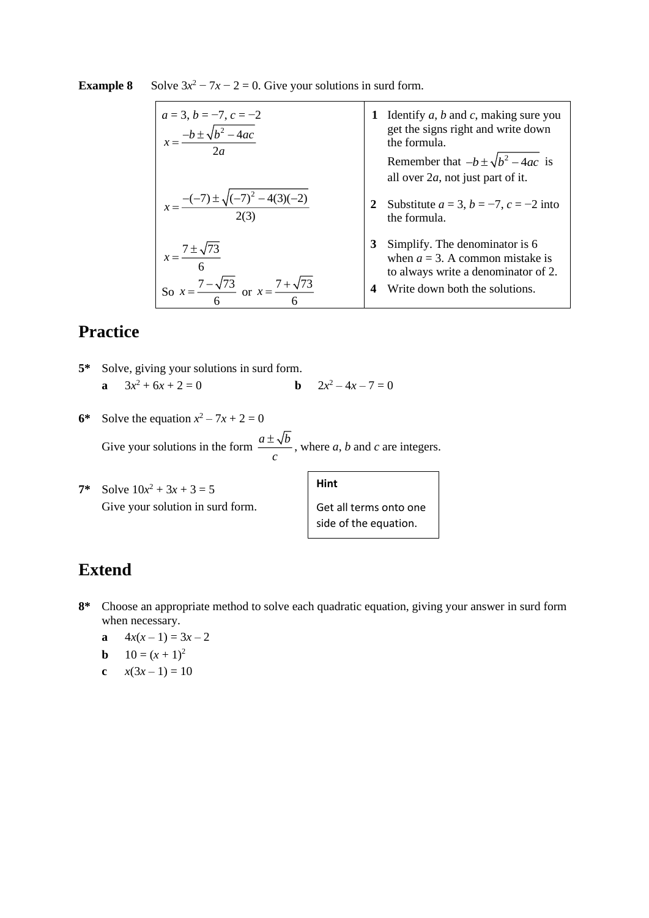**Example 8** Solve $3x^2 - 7x - 2 = 0$. Give your solutions in surd form.

| | |
|---|---|
| $a = 3$, $b = -7$, $c = -2$ <br> $x = \dfrac{-b \pm \sqrt{b^2 - 4ac}}{2a}$ | **1** Identify $a$, $b$ and $c$, making sure you get the signs right and write down the formula. <br> Remember that $-b \pm \sqrt{b^2 - 4ac}$ is all over $2a$, not just part of it. |
| $x = \dfrac{-(-7) \pm \sqrt{(-7)^2 - 4(3)(-2)}}{2(3)}$ | **2** Substitute $a = 3$, $b = -7$, $c = -2$ into the formula. |
| $x = \dfrac{7 \pm \sqrt{73}}{6}$ | **3** Simplify. The denominator is 6 when $a = 3$. A common mistake is to always write a denominator of 2. |
| So $x = \dfrac{7 - \sqrt{73}}{6}$ or $x = \dfrac{7 + \sqrt{73}}{6}$ | **4** Write down both the solutions. |

## Practice

**5*** Solve, giving your solutions in surd form.

**a** $3x^2 + 6x + 2 = 0$ **b** $2x^2 - 4x - 7 = 0$

**6*** Solve the equation $x^2 - 7x + 2 = 0$

Give your solutions in the form $\dfrac{a \pm \sqrt{b}}{c}$, where $a$, $b$ and $c$ are integers.

**7*** Solve $10x^2 + 3x + 3 = 5$

Give your solution in surd form.

> **Hint**
>
> Get all terms onto one side of the equation.

## Extend

**8*** Choose an appropriate method to solve each quadratic equation, giving your answer in surd form when necessary.

**a** $4x(x - 1) = 3x - 2$

**b** $10 = (x + 1)^2$

**c** $x(3x - 1) = 10$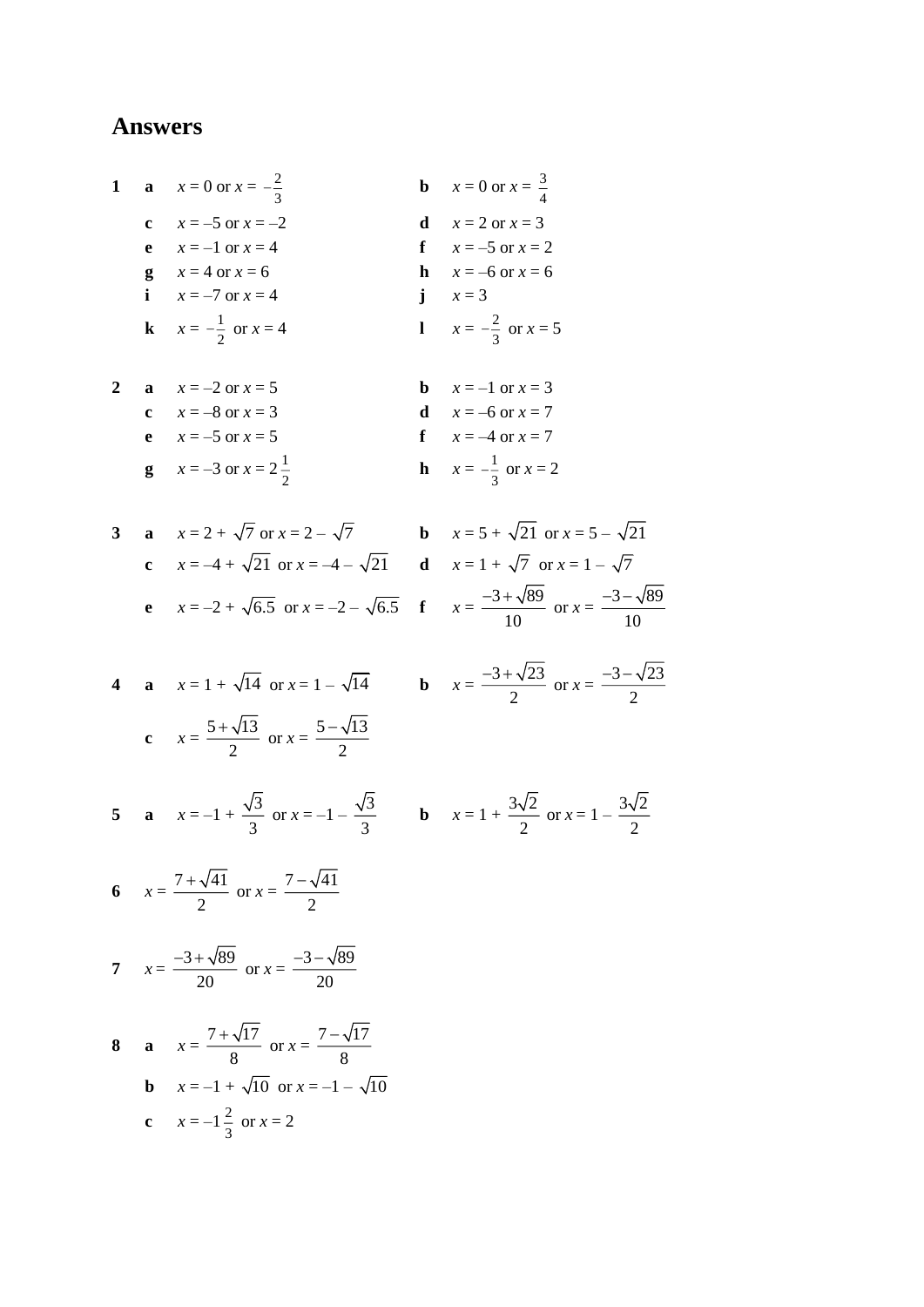# Answers

**1** **a** $x = 0$ or $x = -\frac{2}{3}$ **b** $x = 0$ or $x = \frac{3}{4}$

**c** $x = -5$ or $x = -2$ **d** $x = 2$ or $x = 3$

**e** $x = -1$ or $x = 4$ **f** $x = -5$ or $x = 2$

**g** $x = 4$ or $x = 6$ **h** $x = -6$ or $x = 6$

**i** $x = -7$ or $x = 4$ **j** $x = 3$

**k** $x = -\frac{1}{2}$ or $x = 4$ **l** $x = -\frac{2}{3}$ or $x = 5$

**2** **a** $x = -2$ or $x = 5$ **b** $x = -1$ or $x = 3$

**c** $x = -8$ or $x = 3$ **d** $x = -6$ or $x = 7$

**e** $x = -5$ or $x = 5$ **f** $x = -4$ or $x = 7$

**g** $x = -3$ or $x = 2\frac{1}{2}$ **h** $x = -\frac{1}{3}$ or $x = 2$

**3** **a** $x = 2 + \sqrt{7}$ or $x = 2 - \sqrt{7}$ **b** $x = 5 + \sqrt{21}$ or $x = 5 - \sqrt{21}$

**c** $x = -4 + \sqrt{21}$ or $x = -4 - \sqrt{21}$ **d** $x = 1 + \sqrt{7}$ or $x = 1 - \sqrt{7}$

**e** $x = -2 + \sqrt{6.5}$ or $x = -2 - \sqrt{6.5}$ **f** $x = \frac{-3+\sqrt{89}}{10}$ or $x = \frac{-3-\sqrt{89}}{10}$

**4** **a** $x = 1 + \sqrt{14}$ or $x = 1 - \sqrt{14}$ **b** $x = \frac{-3+\sqrt{23}}{2}$ or $x = \frac{-3-\sqrt{23}}{2}$

**c** $x = \frac{5+\sqrt{13}}{2}$ or $x = \frac{5-\sqrt{13}}{2}$

**5** **a** $x = -1 + \frac{\sqrt{3}}{3}$ or $x = -1 - \frac{\sqrt{3}}{3}$ **b** $x = 1 + \frac{3\sqrt{2}}{2}$ or $x = 1 - \frac{3\sqrt{2}}{2}$

**6** $x = \frac{7+\sqrt{41}}{2}$ or $x = \frac{7-\sqrt{41}}{2}$

**7** $x = \frac{-3+\sqrt{89}}{20}$ or $x = \frac{-3-\sqrt{89}}{20}$

**8** **a** $x = \frac{7+\sqrt{17}}{8}$ or $x = \frac{7-\sqrt{17}}{8}$

**b** $x = -1 + \sqrt{10}$ or $x = -1 - \sqrt{10}$

**c** $x = -1\frac{2}{3}$ or $x = 2$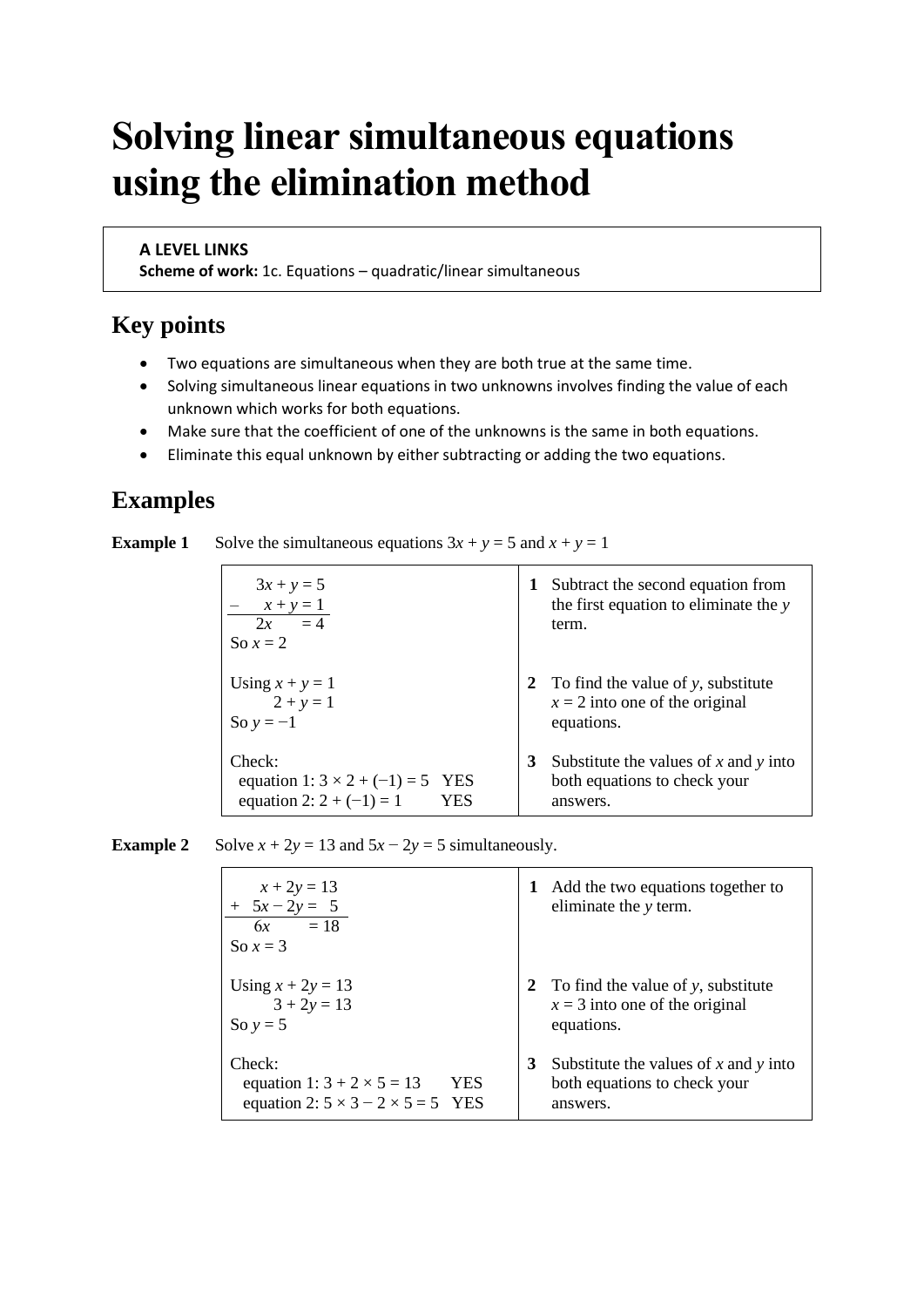# Solving linear simultaneous equations using the elimination method

**A LEVEL LINKS**
**Scheme of work:** 1c. Equations – quadratic/linear simultaneous

## Key points

- Two equations are simultaneous when they are both true at the same time.
- Solving simultaneous linear equations in two unknowns involves finding the value of each unknown which works for both equations.
- Make sure that the coefficient of one of the unknowns is the same in both equations.
- Eliminate this equal unknown by either subtracting or adding the two equations.

## Examples

**Example 1** Solve the simultaneous equations $3x + y = 5$ and $x + y = 1$

| Working | Steps |
|---|---|
| $3x + y = 5$<br>$-\quad x + y = 1$<br>$2x \quad = 4$<br>So $x = 2$ | **1** Subtract the second equation from the first equation to eliminate the $y$ term. |
| Using $x + y = 1$<br>$2 + y = 1$<br>So $y = -1$ | **2** To find the value of $y$, substitute $x = 2$ into one of the original equations. |
| Check:<br>equation 1: $3 \times 2 + (-1) = 5$ YES<br>equation 2: $2 + (-1) = 1$ YES | **3** Substitute the values of $x$ and $y$ into both equations to check your answers. |

**Example 2** Solve $x + 2y = 13$ and $5x - 2y = 5$ simultaneously.

| Working | Steps |
|---|---|
| $x + 2y = 13$<br>$+\quad 5x - 2y = 5$<br>$6x \quad = 18$<br>So $x = 3$ | **1** Add the two equations together to eliminate the $y$ term. |
| Using $x + 2y = 13$<br>$3 + 2y = 13$<br>So $y = 5$ | **2** To find the value of $y$, substitute $x = 3$ into one of the original equations. |
| Check:<br>equation 1: $3 + 2 \times 5 = 13$ YES<br>equation 2: $5 \times 3 - 2 \times 5 = 5$ YES | **3** Substitute the values of $x$ and $y$ into both equations to check your answers. |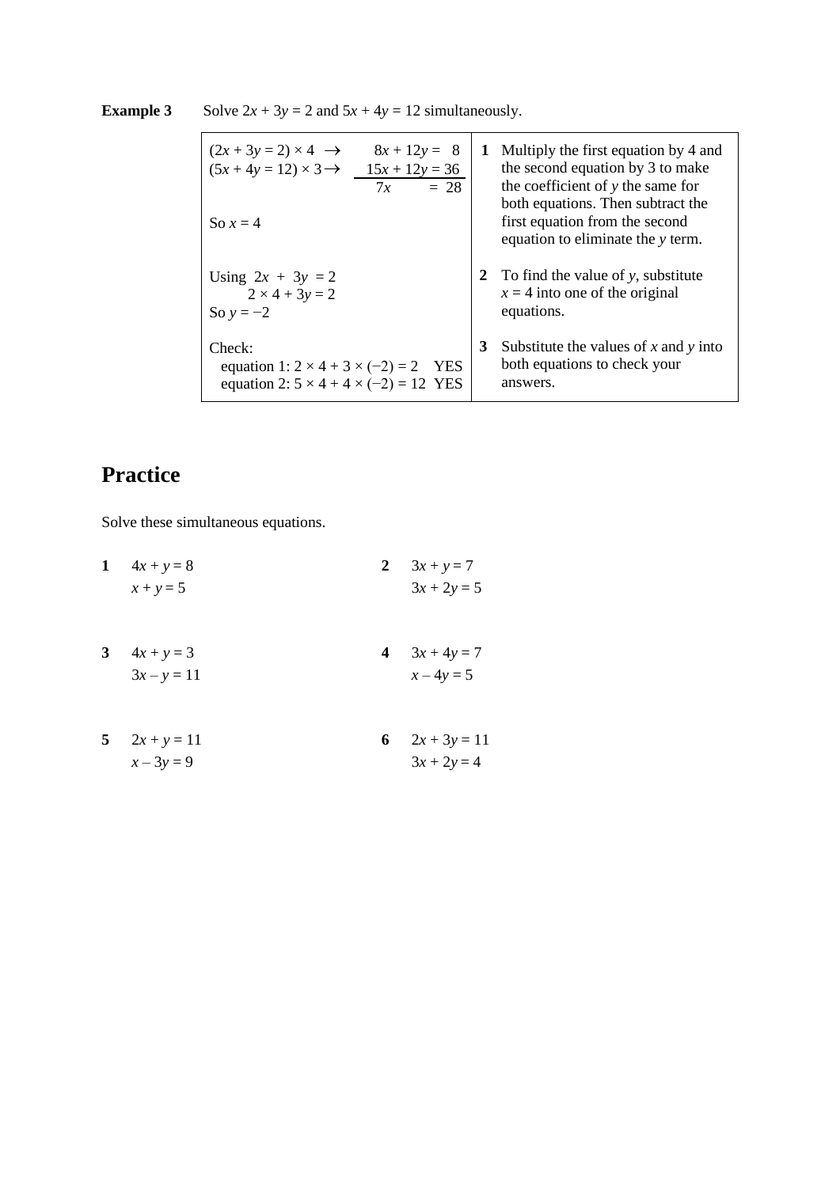**Example 3** Solve $2x + 3y = 2$ and $5x + 4y = 12$ simultaneously.

| | |
|---|---|
| $(2x + 3y = 2) \times 4 \rightarrow \quad 8x + 12y = 8$<br>$(5x + 4y = 12) \times 3 \rightarrow \quad 15x + 12y = 36$<br>$7x \quad = 28$<br><br>So $x = 4$ | **1** Multiply the first equation by 4 and the second equation by 3 to make the coefficient of $y$ the same for both equations. Then subtract the first equation from the second equation to eliminate the $y$ term. |
| Using $2x + 3y = 2$<br>$2 \times 4 + 3y = 2$<br>So $y = -2$ | **2** To find the value of $y$, substitute $x = 4$ into one of the original equations. |
| Check:<br>equation 1: $2 \times 4 + 3 \times (-2) = 2$ YES<br>equation 2: $5 \times 4 + 4 \times (-2) = 12$ YES | **3** Substitute the values of $x$ and $y$ into both equations to check your answers. |

## Practice

Solve these simultaneous equations.

**1** $4x + y = 8$
$x + y = 5$

**2** $3x + y = 7$
$3x + 2y = 5$

**3** $4x + y = 3$
$3x - y = 11$

**4** $3x + 4y = 7$
$x - 4y = 5$

**5** $2x + y = 11$
$x - 3y = 9$

**6** $2x + 3y = 11$
$3x + 2y = 4$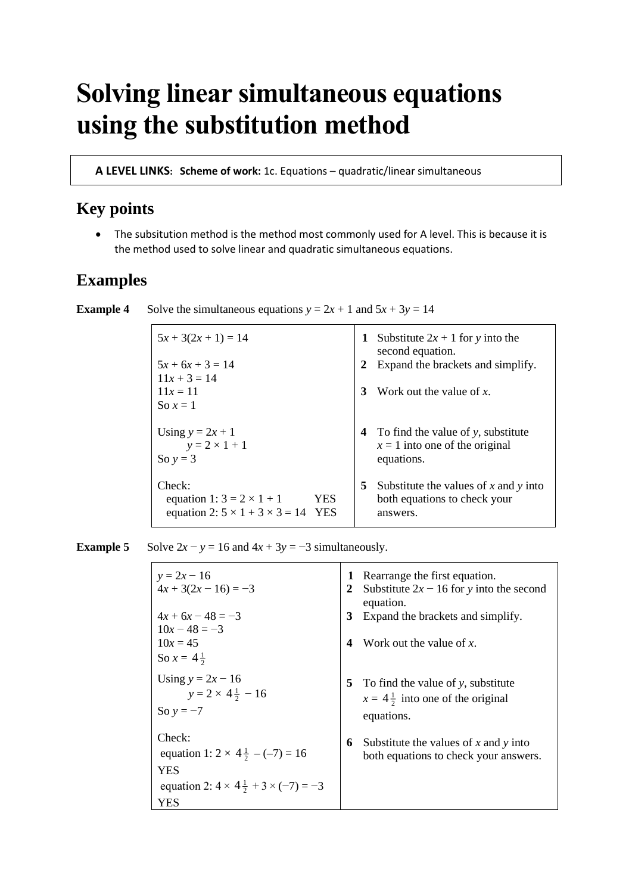# Solving linear simultaneous equations using the substitution method

**A LEVEL LINKS: Scheme of work:** 1c. Equations – quadratic/linear simultaneous

## Key points

- The subsitution method is the method most commonly used for A level. This is because it is the method used to solve linear and quadratic simultaneous equations.

## Examples

**Example 4** Solve the simultaneous equations $y = 2x + 1$ and $5x + 3y = 14$

| | |
|---|---|
| $5x + 3(2x + 1) = 14$ | **1** Substitute $2x + 1$ for $y$ into the second equation. |
| $5x + 6x + 3 = 14$<br>$11x + 3 = 14$ | **2** Expand the brackets and simplify. |
| $11x = 11$<br>So $x = 1$ | **3** Work out the value of $x$. |
| Using $y = 2x + 1$<br>$y = 2 \times 1 + 1$<br>So $y = 3$ | **4** To find the value of $y$, substitute $x = 1$ into one of the original equations. |
| Check:<br>equation 1: $3 = 2 \times 1 + 1$ YES<br>equation 2: $5 \times 1 + 3 \times 3 = 14$ YES | **5** Substitute the values of $x$ and $y$ into both equations to check your answers. |

**Example 5** Solve $2x - y = 16$ and $4x + 3y = -3$ simultaneously.

| | |
|---|---|
| $y = 2x - 16$ | **1** Rearrange the first equation. |
| $4x + 3(2x - 16) = -3$ | **2** Substitute $2x - 16$ for $y$ into the second equation. |
| $4x + 6x - 48 = -3$<br>$10x - 48 = -3$ | **3** Expand the brackets and simplify. |
| $10x = 45$<br>So $x = 4\frac{1}{2}$ | **4** Work out the value of $x$. |
| Using $y = 2x - 16$<br>$y = 2 \times 4\frac{1}{2} - 16$<br>So $y = -7$ | **5** To find the value of $y$, substitute $x = 4\frac{1}{2}$ into one of the original equations. |
| Check:<br>equation 1: $2 \times 4\frac{1}{2} - (-7) = 16$ YES<br>equation 2: $4 \times 4\frac{1}{2} + 3 \times (-7) = -3$ YES | **6** Substitute the values of $x$ and $y$ into both equations to check your answers. |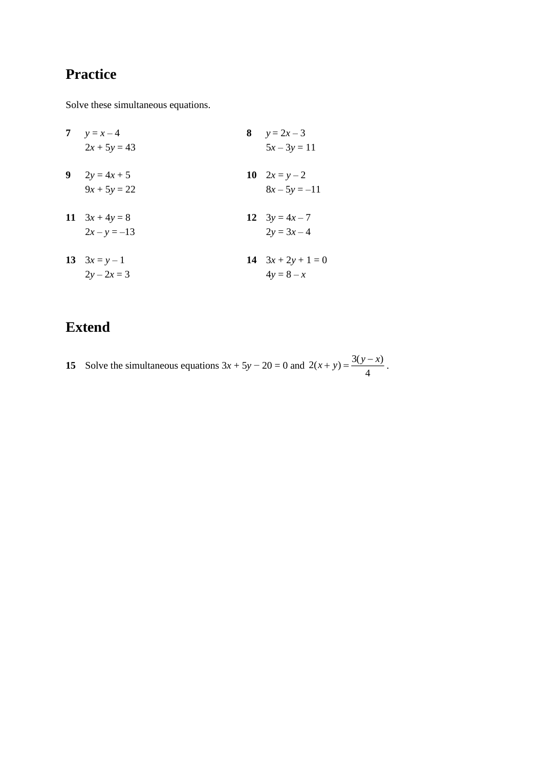## Practice

Solve these simultaneous equations.

**7** $y = x - 4$
$2x + 5y = 43$

**8** $y = 2x - 3$
$5x - 3y = 11$

**9** $2y = 4x + 5$
$9x + 5y = 22$

**10** $2x = y - 2$
$8x - 5y = -11$

**11** $3x + 4y = 8$
$2x - y = -13$

**12** $3y = 4x - 7$
$2y = 3x - 4$

**13** $3x = y - 1$
$2y - 2x = 3$

**14** $3x + 2y + 1 = 0$
$4y = 8 - x$

## Extend

**15** Solve the simultaneous equations $3x + 5y - 20 = 0$ and $2(x + y) = \frac{3(y - x)}{4}$.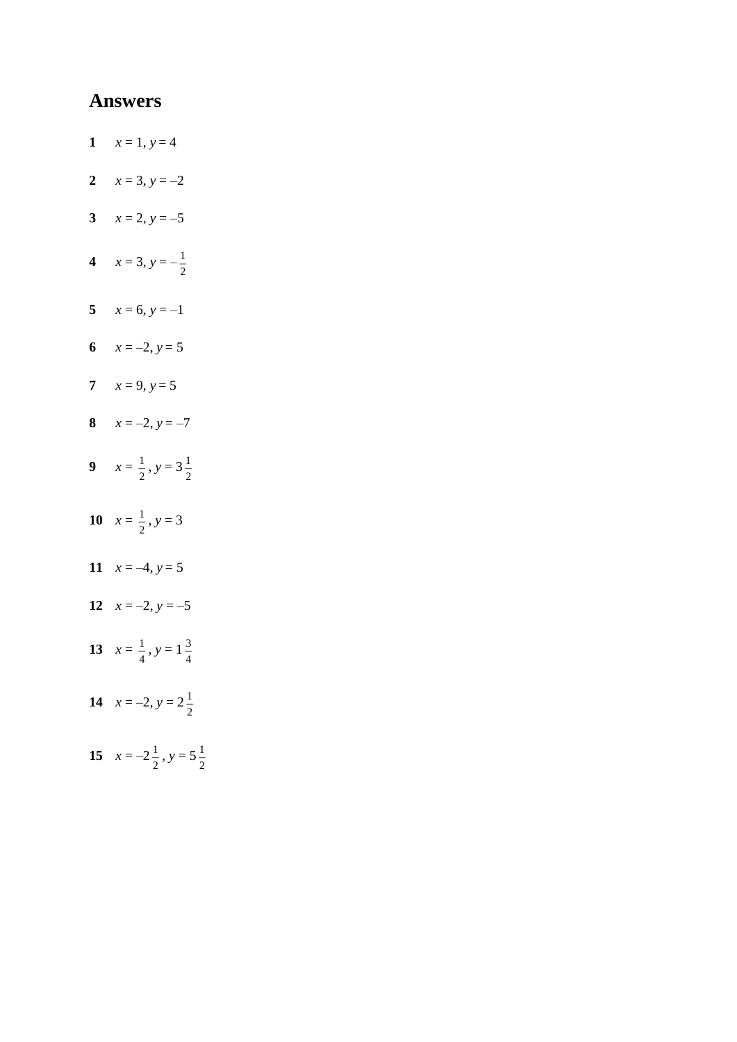# Answers

**1** $x = 1$, $y = 4$

**2** $x = 3$, $y = -2$

**3** $x = 2$, $y = -5$

**4** $x = 3$, $y = -\frac{1}{2}$

**5** $x = 6$, $y = -1$

**6** $x = -2$, $y = 5$

**7** $x = 9$, $y = 5$

**8** $x = -2$, $y = -7$

**9** $x = \frac{1}{2}$, $y = 3\frac{1}{2}$

**10** $x = \frac{1}{2}$, $y = 3$

**11** $x = -4$, $y = 5$

**12** $x = -2$, $y = -5$

**13** $x = \frac{1}{4}$, $y = 1\frac{3}{4}$

**14** $x = -2$, $y = 2\frac{1}{2}$

**15** $x = -2\frac{1}{2}$, $y = 5\frac{1}{2}$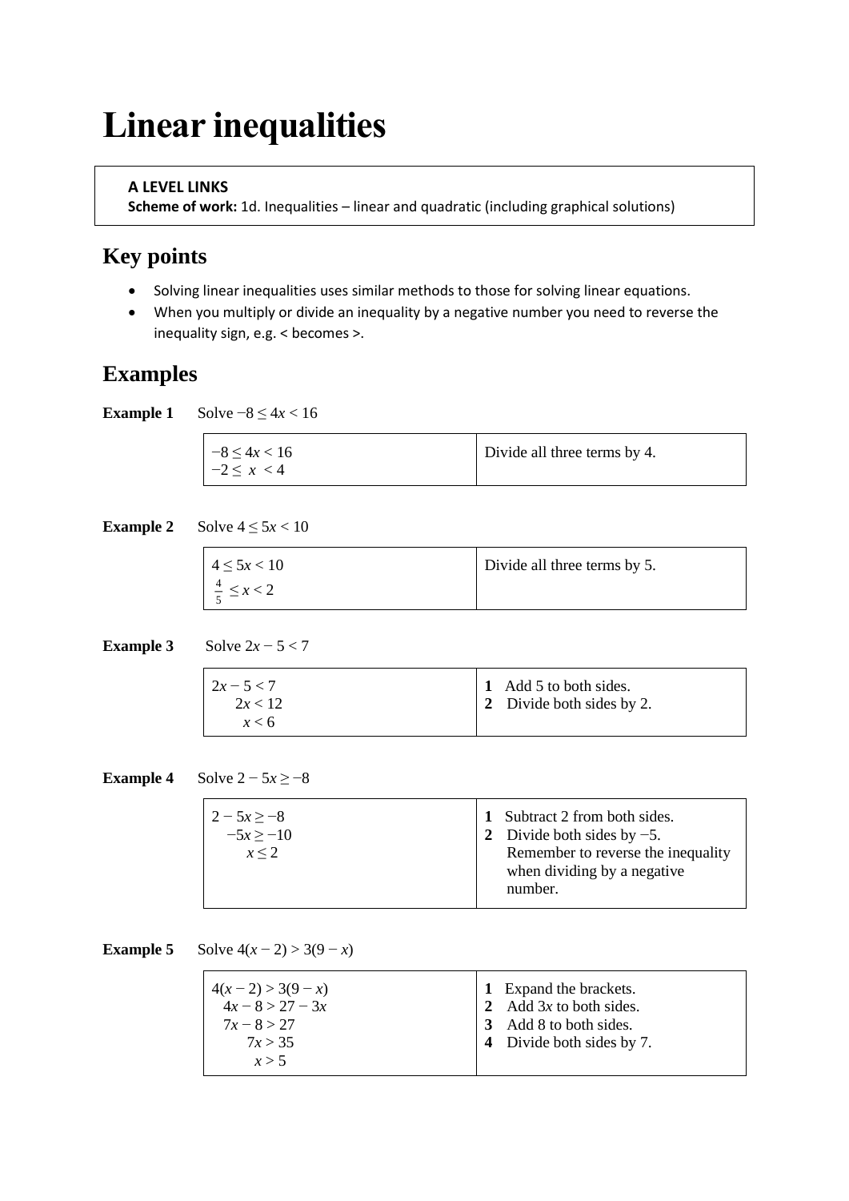# Linear inequalities

**A LEVEL LINKS**
**Scheme of work:** 1d. Inequalities – linear and quadratic (including graphical solutions)

## Key points

- Solving linear inequalities uses similar methods to those for solving linear equations.
- When you multiply or divide an inequality by a negative number you need to reverse the inequality sign, e.g. < becomes >.

## Examples

**Example 1** Solve $-8 \leq 4x < 16$

| | |
|---|---|
| $-8 \leq 4x < 16$<br>$-2 \leq x < 4$ | Divide all three terms by 4. |

**Example 2** Solve $4 \leq 5x < 10$

| | |
|---|---|
| $4 \leq 5x < 10$<br>$\frac{4}{5} \leq x < 2$ | Divide all three terms by 5. |

**Example 3** Solve $2x - 5 < 7$

| | |
|---|---|
| $2x - 5 < 7$<br>$2x < 12$<br>$x < 6$ | **1** Add 5 to both sides.<br>**2** Divide both sides by 2. |

**Example 4** Solve $2 - 5x \geq -8$

| | |
|---|---|
| $2 - 5x \geq -8$<br>$-5x \geq -10$<br>$x \leq 2$ | **1** Subtract 2 from both sides.<br>**2** Divide both sides by −5. Remember to reverse the inequality when dividing by a negative number. |

**Example 5** Solve $4(x - 2) > 3(9 - x)$

| | |
|---|---|
| $4(x - 2) > 3(9 - x)$<br>$4x - 8 > 27 - 3x$<br>$7x - 8 > 27$<br>$7x > 35$<br>$x > 5$ | **1** Expand the brackets.<br>**2** Add $3x$ to both sides.<br>**3** Add 8 to both sides.<br>**4** Divide both sides by 7. |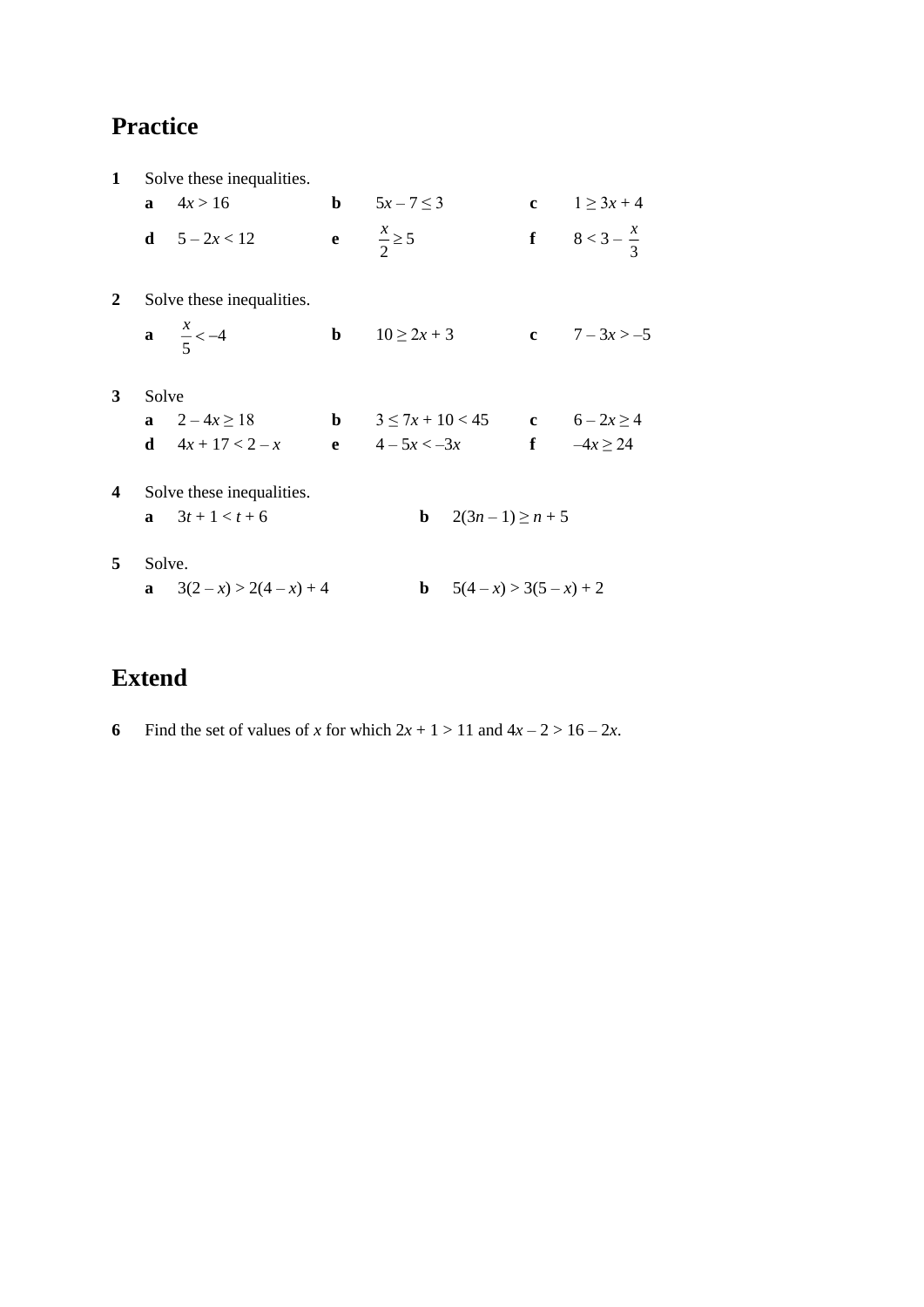## Practice

**1** Solve these inequalities.

**a** $4x > 16$ **b** $5x - 7 \leq 3$ **c** $1 \geq 3x + 4$

**d** $5 - 2x < 12$ **e** $\frac{x}{2} \geq 5$ **f** $8 < 3 - \frac{x}{3}$

**2** Solve these inequalities.

**a** $\frac{x}{5} < -4$ **b** $10 \geq 2x + 3$ **c** $7 - 3x > -5$

**3** Solve

**a** $2 - 4x \geq 18$ **b** $3 \leq 7x + 10 < 45$ **c** $6 - 2x \geq 4$

**d** $4x + 17 < 2 - x$ **e** $4 - 5x < -3x$ **f** $-4x \geq 24$

**4** Solve these inequalities.

**a** $3t + 1 < t + 6$ **b** $2(3n - 1) \geq n + 5$

**5** Solve.

**a** $3(2 - x) > 2(4 - x) + 4$ **b** $5(4 - x) > 3(5 - x) + 2$

## Extend

**6** Find the set of values of $x$ for which $2x + 1 > 11$ and $4x - 2 > 16 - 2x$.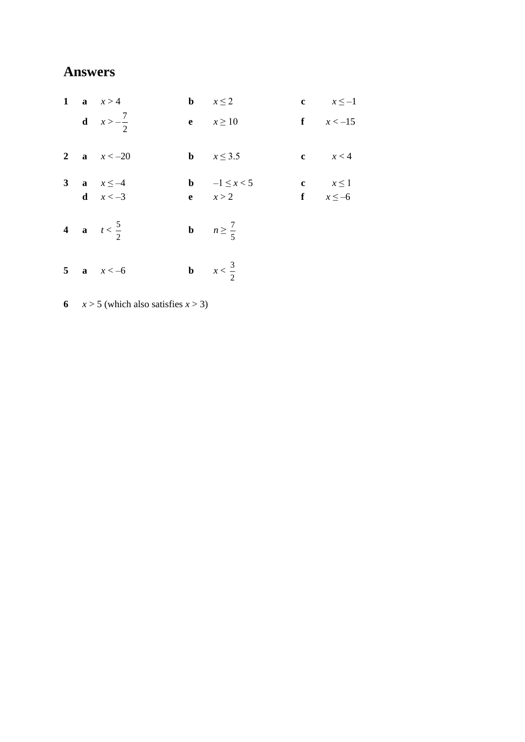# Answers

**1** **a** $x > 4$ **b** $x \leq 2$ **c** $x \leq -1$

**d** $x > -\frac{7}{2}$ **e** $x \geq 10$ **f** $x < -15$

**2** **a** $x < -20$ **b** $x \leq 3.5$ **c** $x < 4$

**3** **a** $x \leq -4$ **b** $-1 \leq x < 5$ **c** $x \leq 1$

**d** $x < -3$ **e** $x > 2$ **f** $x \leq -6$

**4** **a** $t < \frac{5}{2}$ **b** $n \geq \frac{7}{5}$

**5** **a** $x < -6$ **b** $x < \frac{3}{2}$

**6** $x > 5$ (which also satisfies $x > 3$)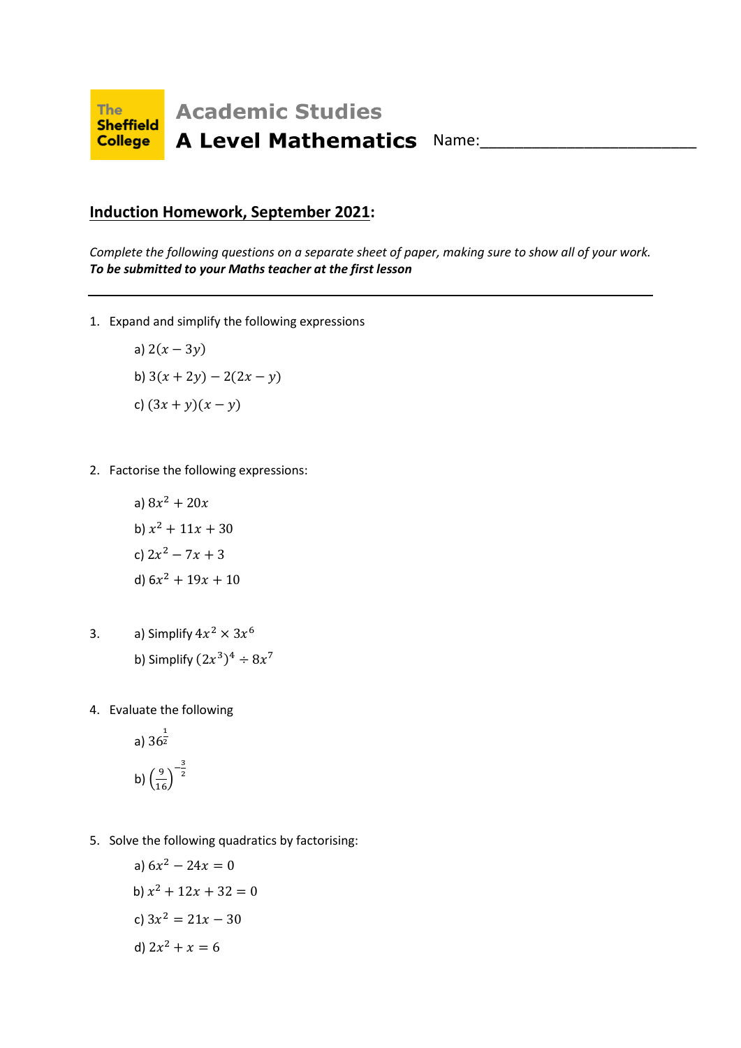The Sheffield College

# Academic Studies

## A Level Mathematics

Name:\_\_\_\_\_\_\_\_\_\_\_\_\_\_\_\_\_\_\_\_\_\_\_\_\_\_

**Induction Homework, September 2021:**

*Complete the following questions on a separate sheet of paper, making sure to show all of your work.*
***To be submitted to your Maths teacher at the first lesson***

---

1. Expand and simplify the following expressions

   a) $2(x - 3y)$

   b) $3(x + 2y) - 2(2x - y)$

   c) $(3x + y)(x - y)$

2. Factorise the following expressions:

   a) $8x^2 + 20x$

   b) $x^2 + 11x + 30$

   c) $2x^2 - 7x + 3$

   d) $6x^2 + 19x + 10$

3. a) Simplify $4x^2 \times 3x^6$

   b) Simplify $(2x^3)^4 \div 8x^7$

4. Evaluate the following

   a) $36^{\frac{1}{2}}$

   b) $\left(\frac{9}{16}\right)^{-\frac{3}{2}}$

5. Solve the following quadratics by factorising:

   a) $6x^2 - 24x = 0$

   b) $x^2 + 12x + 32 = 0$

   c) $3x^2 = 21x - 30$

   d) $2x^2 + x = 6$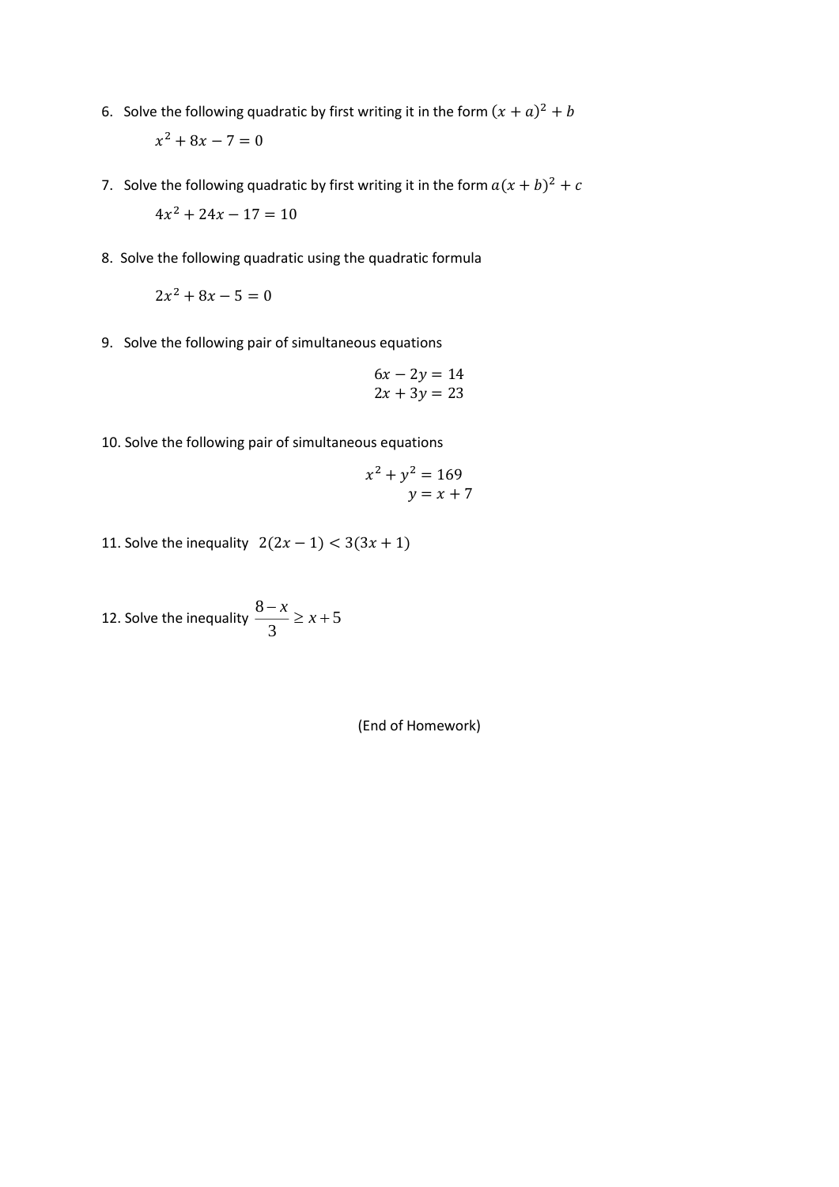6. Solve the following quadratic by first writing it in the form $(x + a)^2 + b$

   $$x^2 + 8x - 7 = 0$$

7. Solve the following quadratic by first writing it in the form $a(x + b)^2 + c$

   $$4x^2 + 24x - 17 = 10$$

8. Solve the following quadratic using the quadratic formula

   $$2x^2 + 8x - 5 = 0$$

9. Solve the following pair of simultaneous equations

   $$6x - 2y = 14$$
   $$2x + 3y = 23$$

10. Solve the following pair of simultaneous equations

   $$x^2 + y^2 = 169$$
   $$y = x + 7$$

11. Solve the inequality $2(2x - 1) < 3(3x + 1)$

12. Solve the inequality $\dfrac{8-x}{3} \geq x+5$

(End of Homework)